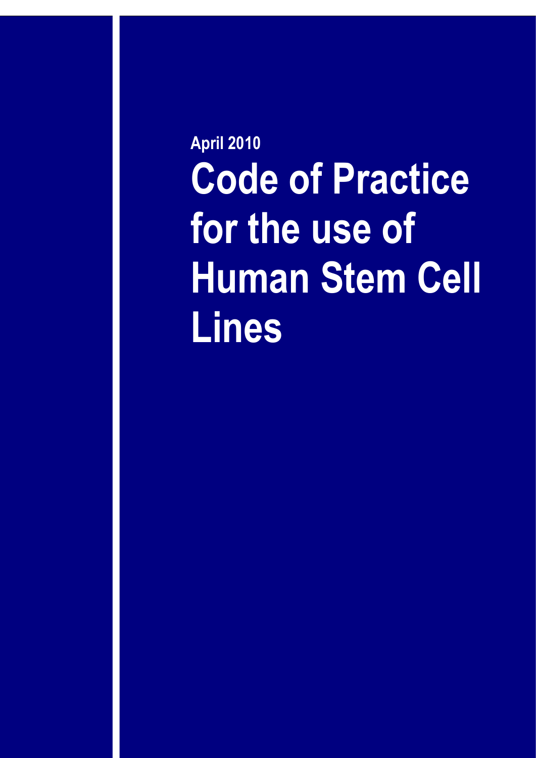April 2010

# Code of Practice for the use of Human Stem Cell Lines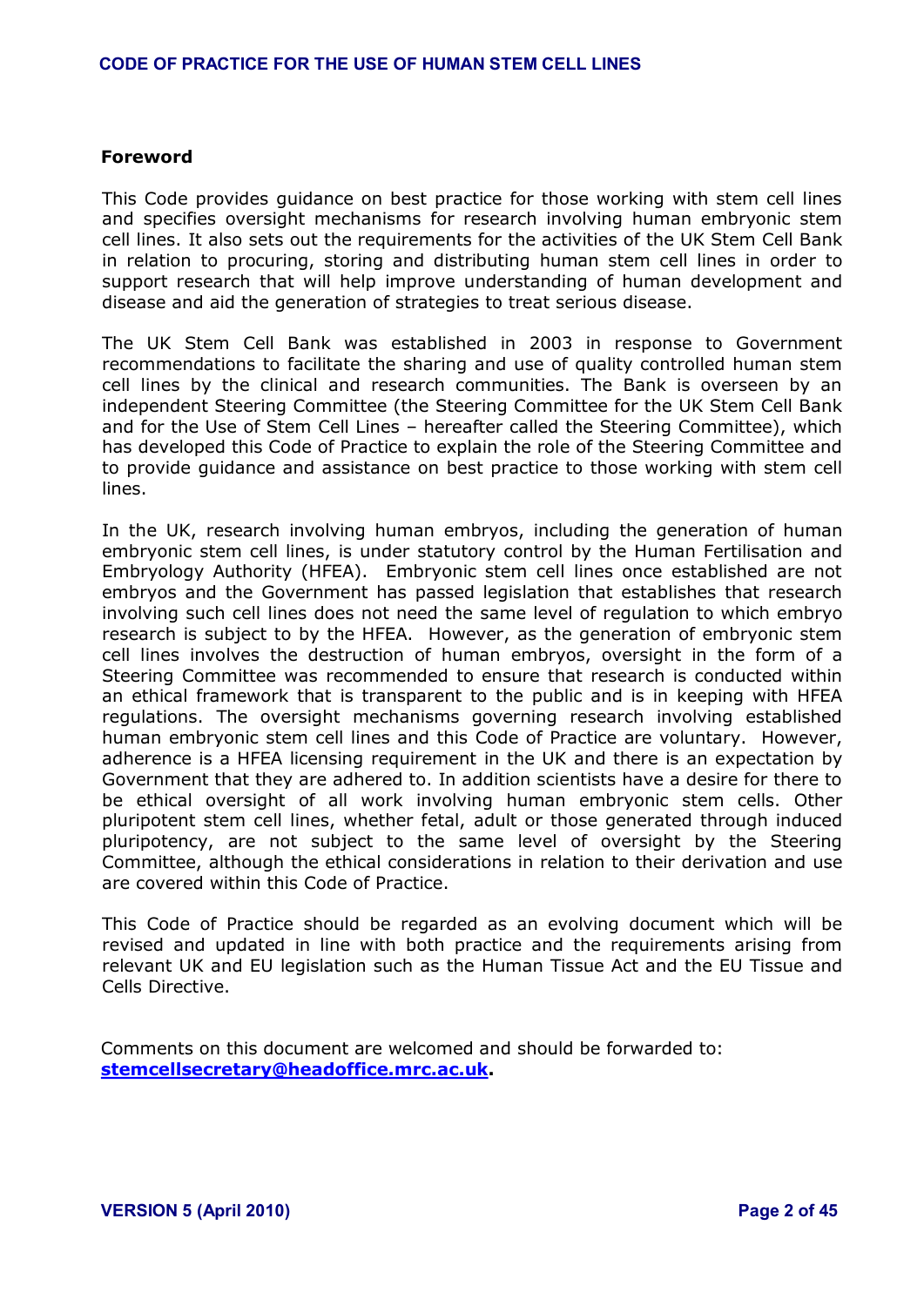## Foreword

This Code provides guidance on best practice for those working with stem cell lines and specifies oversight mechanisms for research involving human embryonic stem cell lines. It also sets out the requirements for the activities of the UK Stem Cell Bank in relation to procuring, storing and distributing human stem cell lines in order to support research that will help improve understanding of human development and disease and aid the generation of strategies to treat serious disease.

The UK Stem Cell Bank was established in 2003 in response to Government recommendations to facilitate the sharing and use of quality controlled human stem cell lines by the clinical and research communities. The Bank is overseen by an independent Steering Committee (the Steering Committee for the UK Stem Cell Bank and for the Use of Stem Cell Lines – hereafter called the Steering Committee), which has developed this Code of Practice to explain the role of the Steering Committee and to provide guidance and assistance on best practice to those working with stem cell lines.

In the UK, research involving human embryos, including the generation of human embryonic stem cell lines, is under statutory control by the Human Fertilisation and Embryology Authority (HFEA). Embryonic stem cell lines once established are not embryos and the Government has passed legislation that establishes that research involving such cell lines does not need the same level of regulation to which embryo research is subject to by the HFEA. However, as the generation of embryonic stem cell lines involves the destruction of human embryos, oversight in the form of a Steering Committee was recommended to ensure that research is conducted within an ethical framework that is transparent to the public and is in keeping with HFEA regulations. The oversight mechanisms governing research involving established human embryonic stem cell lines and this Code of Practice are voluntary. However, adherence is a HFEA licensing requirement in the UK and there is an expectation by Government that they are adhered to. In addition scientists have a desire for there to be ethical oversight of all work involving human embryonic stem cells. Other pluripotent stem cell lines, whether fetal, adult or those generated through induced pluripotency, are not subject to the same level of oversight by the Steering Committee, although the ethical considerations in relation to their derivation and use are covered within this Code of Practice.

This Code of Practice should be regarded as an evolving document which will be revised and updated in line with both practice and the requirements arising from relevant UK and EU legislation such as the Human Tissue Act and the EU Tissue and Cells Directive.

Comments on this document are welcomed and should be forwarded to: **stemcellsecretary@headoffice.mrc.ac.uk**.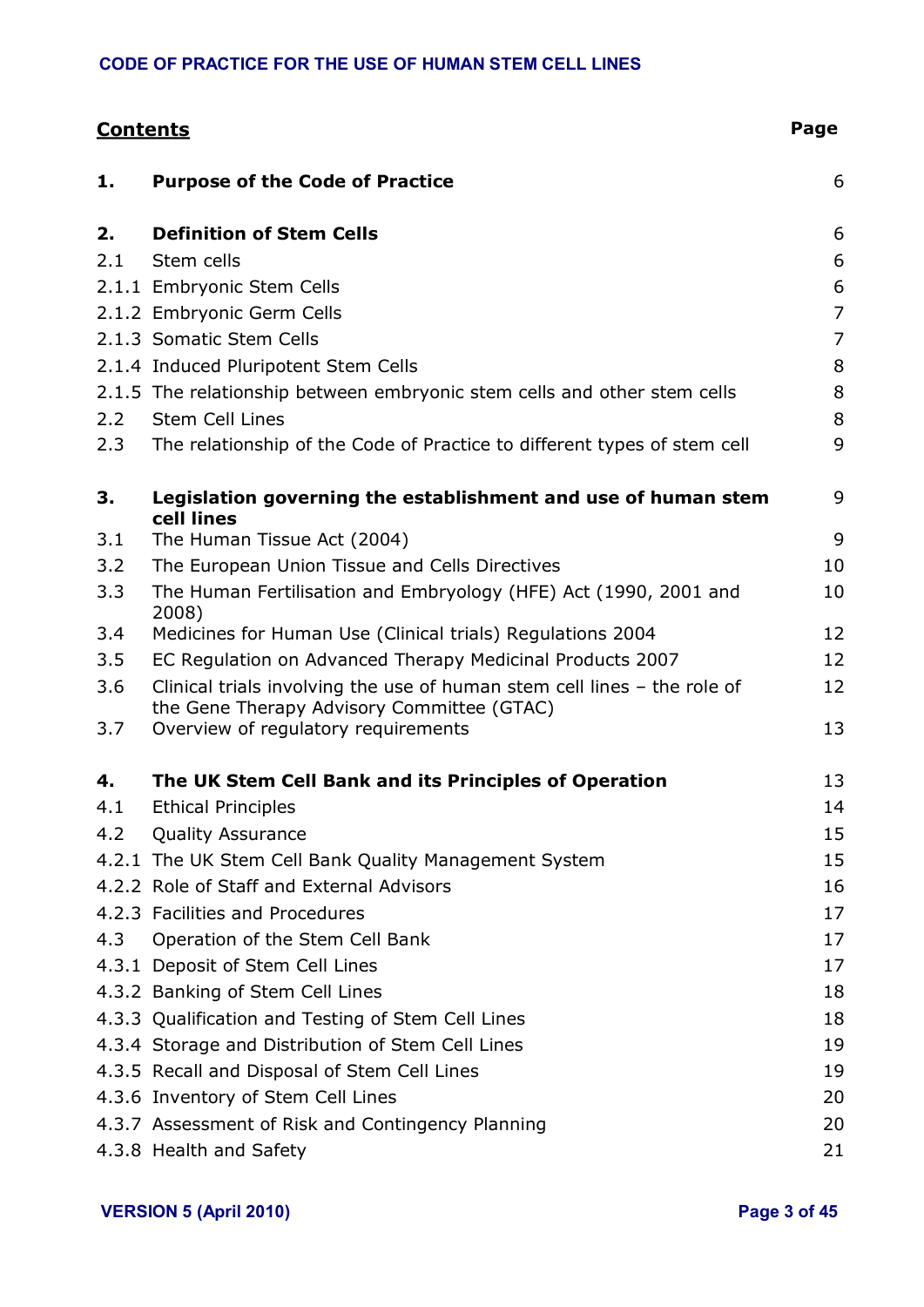## Contents

| | | Page |
|---|---|---|
| **1.** | **Purpose of the Code of Practice** | 6 |
| **2.** | **Definition of Stem Cells** | 6 |
| 2.1 | Stem cells | 6 |
| 2.1.1 | Embryonic Stem Cells | 6 |
| 2.1.2 | Embryonic Germ Cells | 7 |
| 2.1.3 | Somatic Stem Cells | 7 |
| 2.1.4 | Induced Pluripotent Stem Cells | 8 |
| 2.1.5 | The relationship between embryonic stem cells and other stem cells | 8 |
| 2.2 | Stem Cell Lines | 8 |
| 2.3 | The relationship of the Code of Practice to different types of stem cell | 9 |
| **3.** | **Legislation governing the establishment and use of human stem cell lines** | 9 |
| 3.1 | The Human Tissue Act (2004) | 9 |
| 3.2 | The European Union Tissue and Cells Directives | 10 |
| 3.3 | The Human Fertilisation and Embryology (HFE) Act (1990, 2001 and 2008) | 10 |
| 3.4 | Medicines for Human Use (Clinical trials) Regulations 2004 | 12 |
| 3.5 | EC Regulation on Advanced Therapy Medicinal Products 2007 | 12 |
| 3.6 | Clinical trials involving the use of human stem cell lines – the role of the Gene Therapy Advisory Committee (GTAC) | 12 |
| 3.7 | Overview of regulatory requirements | 13 |
| **4.** | **The UK Stem Cell Bank and its Principles of Operation** | 13 |
| 4.1 | Ethical Principles | 14 |
| 4.2 | Quality Assurance | 15 |
| 4.2.1 | The UK Stem Cell Bank Quality Management System | 15 |
| 4.2.2 | Role of Staff and External Advisors | 16 |
| 4.2.3 | Facilities and Procedures | 17 |
| 4.3 | Operation of the Stem Cell Bank | 17 |
| 4.3.1 | Deposit of Stem Cell Lines | 17 |
| 4.3.2 | Banking of Stem Cell Lines | 18 |
| 4.3.3 | Qualification and Testing of Stem Cell Lines | 18 |
| 4.3.4 | Storage and Distribution of Stem Cell Lines | 19 |
| 4.3.5 | Recall and Disposal of Stem Cell Lines | 19 |
| 4.3.6 | Inventory of Stem Cell Lines | 20 |
| 4.3.7 | Assessment of Risk and Contingency Planning | 20 |
| 4.3.8 | Health and Safety | 21 |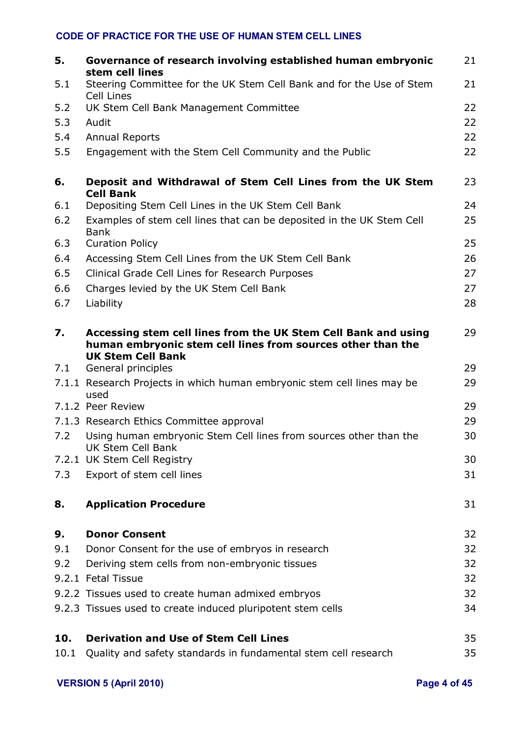| | | |
|---|---|---|
| **5.** | **Governance of research involving established human embryonic stem cell lines** | 21 |
| 5.1 | Steering Committee for the UK Stem Cell Bank and for the Use of Stem Cell Lines | 21 |
| 5.2 | UK Stem Cell Bank Management Committee | 22 |
| 5.3 | Audit | 22 |
| 5.4 | Annual Reports | 22 |
| 5.5 | Engagement with the Stem Cell Community and the Public | 22 |
| **6.** | **Deposit and Withdrawal of Stem Cell Lines from the UK Stem Cell Bank** | 23 |
| 6.1 | Depositing Stem Cell Lines in the UK Stem Cell Bank | 24 |
| 6.2 | Examples of stem cell lines that can be deposited in the UK Stem Cell Bank | 25 |
| 6.3 | Curation Policy | 25 |
| 6.4 | Accessing Stem Cell Lines from the UK Stem Cell Bank | 26 |
| 6.5 | Clinical Grade Cell Lines for Research Purposes | 27 |
| 6.6 | Charges levied by the UK Stem Cell Bank | 27 |
| 6.7 | Liability | 28 |
| **7.** | **Accessing stem cell lines from the UK Stem Cell Bank and using human embryonic stem cell lines from sources other than the UK Stem Cell Bank** | 29 |
| 7.1 | General principles | 29 |
| 7.1.1 | Research Projects in which human embryonic stem cell lines may be used | 29 |
| 7.1.2 | Peer Review | 29 |
| 7.1.3 | Research Ethics Committee approval | 29 |
| 7.2 | Using human embryonic Stem Cell lines from sources other than the UK Stem Cell Bank | 30 |
| 7.2.1 | UK Stem Cell Registry | 30 |
| 7.3 | Export of stem cell lines | 31 |
| **8.** | **Application Procedure** | 31 |
| **9.** | **Donor Consent** | 32 |
| 9.1 | Donor Consent for the use of embryos in research | 32 |
| 9.2 | Deriving stem cells from non-embryonic tissues | 32 |
| 9.2.1 | Fetal Tissue | 32 |
| 9.2.2 | Tissues used to create human admixed embryos | 32 |
| 9.2.3 | Tissues used to create induced pluripotent stem cells | 34 |
| **10.** | **Derivation and Use of Stem Cell Lines** | 35 |
| 10.1 | Quality and safety standards in fundamental stem cell research | 35 |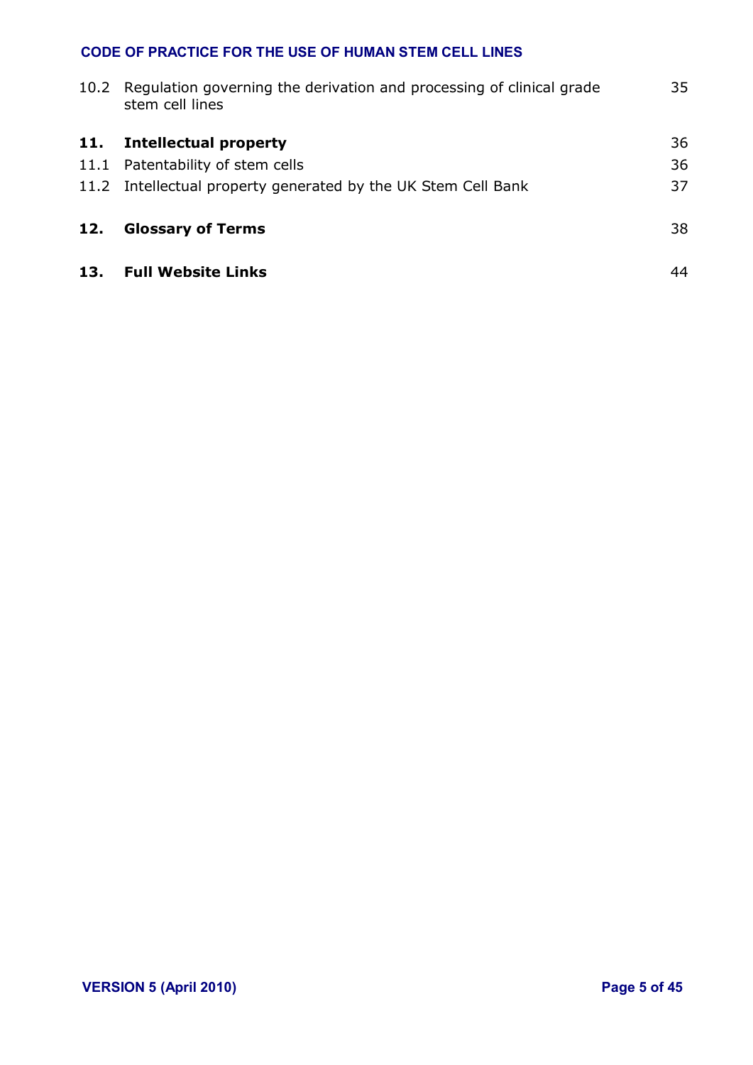| | | |
|---|---|---|
| 10.2 | Regulation governing the derivation and processing of clinical grade stem cell lines | 35 |
| **11.** | **Intellectual property** | 36 |
| 11.1 | Patentability of stem cells | 36 |
| 11.2 | Intellectual property generated by the UK Stem Cell Bank | 37 |
| **12.** | **Glossary of Terms** | 38 |
| **13.** | **Full Website Links** | 44 |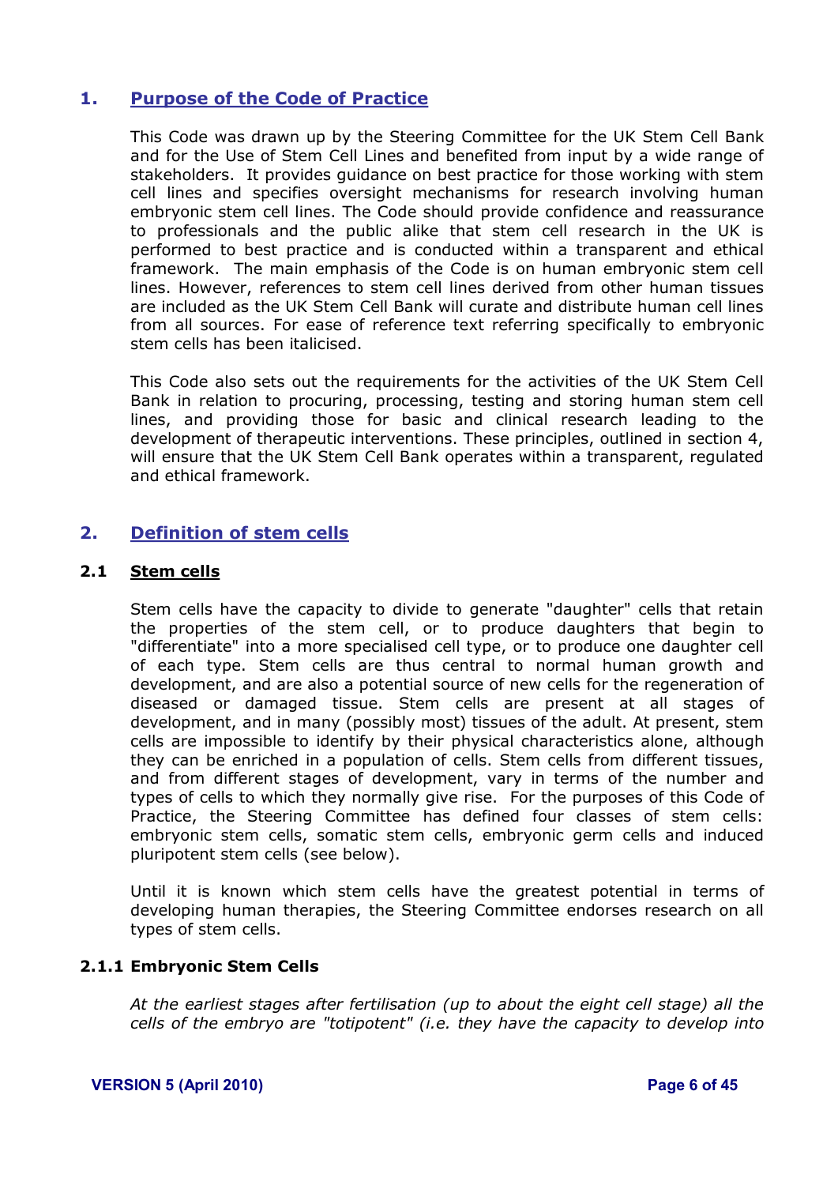## 1. Purpose of the Code of Practice

This Code was drawn up by the Steering Committee for the UK Stem Cell Bank and for the Use of Stem Cell Lines and benefited from input by a wide range of stakeholders. It provides guidance on best practice for those working with stem cell lines and specifies oversight mechanisms for research involving human embryonic stem cell lines. The Code should provide confidence and reassurance to professionals and the public alike that stem cell research in the UK is performed to best practice and is conducted within a transparent and ethical framework. The main emphasis of the Code is on human embryonic stem cell lines. However, references to stem cell lines derived from other human tissues are included as the UK Stem Cell Bank will curate and distribute human cell lines from all sources. For ease of reference text referring specifically to embryonic stem cells has been italicised.

This Code also sets out the requirements for the activities of the UK Stem Cell Bank in relation to procuring, processing, testing and storing human stem cell lines, and providing those for basic and clinical research leading to the development of therapeutic interventions. These principles, outlined in section 4, will ensure that the UK Stem Cell Bank operates within a transparent, regulated and ethical framework.

## 2. Definition of stem cells

### 2.1 Stem cells

Stem cells have the capacity to divide to generate "daughter" cells that retain the properties of the stem cell, or to produce daughters that begin to "differentiate" into a more specialised cell type, or to produce one daughter cell of each type. Stem cells are thus central to normal human growth and development, and are also a potential source of new cells for the regeneration of diseased or damaged tissue. Stem cells are present at all stages of development, and in many (possibly most) tissues of the adult. At present, stem cells are impossible to identify by their physical characteristics alone, although they can be enriched in a population of cells. Stem cells from different tissues, and from different stages of development, vary in terms of the number and types of cells to which they normally give rise. For the purposes of this Code of Practice, the Steering Committee has defined four classes of stem cells: embryonic stem cells, somatic stem cells, embryonic germ cells and induced pluripotent stem cells (see below).

Until it is known which stem cells have the greatest potential in terms of developing human therapies, the Steering Committee endorses research on all types of stem cells.

#### 2.1.1 Embryonic Stem Cells

*At the earliest stages after fertilisation (up to about the eight cell stage) all the cells of the embryo are "totipotent" (i.e. they have the capacity to develop into*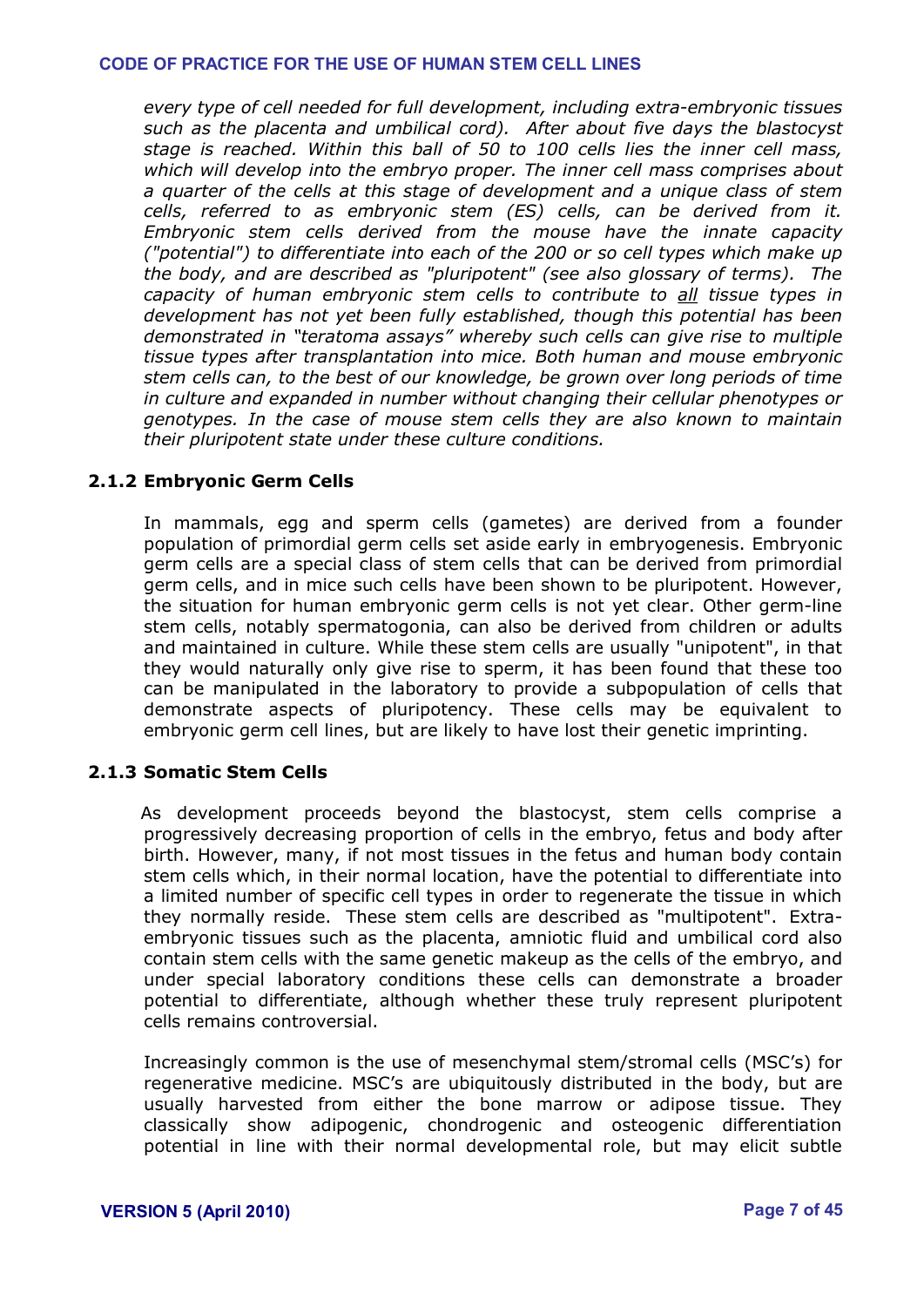*every type of cell needed for full development, including extra-embryonic tissues such as the placenta and umbilical cord). After about five days the blastocyst stage is reached. Within this ball of 50 to 100 cells lies the inner cell mass, which will develop into the embryo proper. The inner cell mass comprises about a quarter of the cells at this stage of development and a unique class of stem cells, referred to as embryonic stem (ES) cells, can be derived from it. Embryonic stem cells derived from the mouse have the innate capacity ("potential") to differentiate into each of the 200 or so cell types which make up the body, and are described as "pluripotent" (see also glossary of terms). The capacity of human embryonic stem cells to contribute to <u>all</u> tissue types in development has not yet been fully established, though this potential has been demonstrated in "teratoma assays" whereby such cells can give rise to multiple tissue types after transplantation into mice. Both human and mouse embryonic stem cells can, to the best of our knowledge, be grown over long periods of time in culture and expanded in number without changing their cellular phenotypes or genotypes. In the case of mouse stem cells they are also known to maintain their pluripotent state under these culture conditions.*

### 2.1.2 Embryonic Germ Cells

In mammals, egg and sperm cells (gametes) are derived from a founder population of primordial germ cells set aside early in embryogenesis. Embryonic germ cells are a special class of stem cells that can be derived from primordial germ cells, and in mice such cells have been shown to be pluripotent. However, the situation for human embryonic germ cells is not yet clear. Other germ-line stem cells, notably spermatogonia, can also be derived from children or adults and maintained in culture. While these stem cells are usually "unipotent", in that they would naturally only give rise to sperm, it has been found that these too can be manipulated in the laboratory to provide a subpopulation of cells that demonstrate aspects of pluripotency. These cells may be equivalent to embryonic germ cell lines, but are likely to have lost their genetic imprinting.

### 2.1.3 Somatic Stem Cells

As development proceeds beyond the blastocyst, stem cells comprise a progressively decreasing proportion of cells in the embryo, fetus and body after birth. However, many, if not most tissues in the fetus and human body contain stem cells which, in their normal location, have the potential to differentiate into a limited number of specific cell types in order to regenerate the tissue in which they normally reside. These stem cells are described as "multipotent". Extra-embryonic tissues such as the placenta, amniotic fluid and umbilical cord also contain stem cells with the same genetic makeup as the cells of the embryo, and under special laboratory conditions these cells can demonstrate a broader potential to differentiate, although whether these truly represent pluripotent cells remains controversial.

Increasingly common is the use of mesenchymal stem/stromal cells (MSC's) for regenerative medicine. MSC's are ubiquitously distributed in the body, but are usually harvested from either the bone marrow or adipose tissue. They classically show adipogenic, chondrogenic and osteogenic differentiation potential in line with their normal developmental role, but may elicit subtle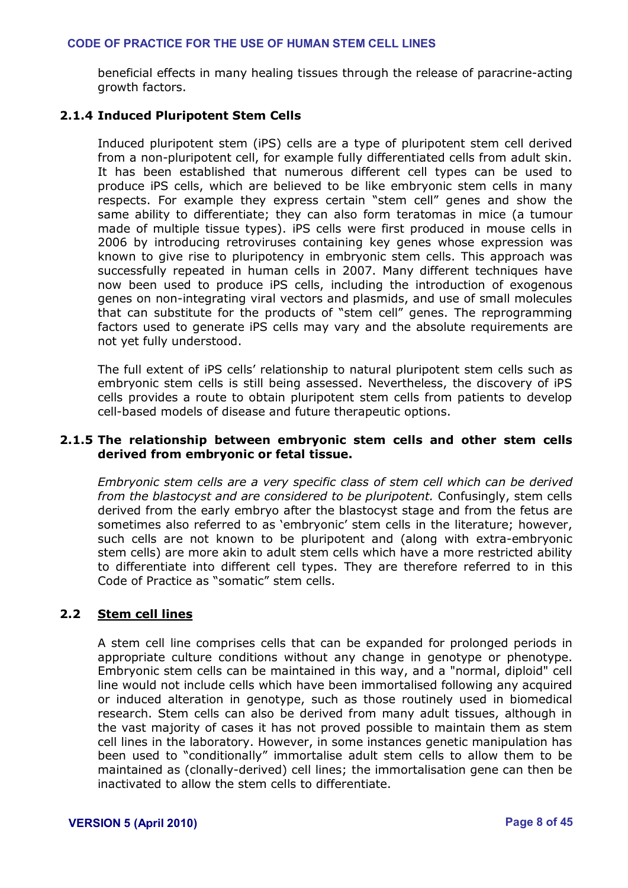beneficial effects in many healing tissues through the release of paracrine-acting growth factors.

### 2.1.4 Induced Pluripotent Stem Cells

Induced pluripotent stem (iPS) cells are a type of pluripotent stem cell derived from a non-pluripotent cell, for example fully differentiated cells from adult skin. It has been established that numerous different cell types can be used to produce iPS cells, which are believed to be like embryonic stem cells in many respects. For example they express certain "stem cell" genes and show the same ability to differentiate; they can also form teratomas in mice (a tumour made of multiple tissue types). iPS cells were first produced in mouse cells in 2006 by introducing retroviruses containing key genes whose expression was known to give rise to pluripotency in embryonic stem cells. This approach was successfully repeated in human cells in 2007. Many different techniques have now been used to produce iPS cells, including the introduction of exogenous genes on non-integrating viral vectors and plasmids, and use of small molecules that can substitute for the products of "stem cell" genes. The reprogramming factors used to generate iPS cells may vary and the absolute requirements are not yet fully understood.

The full extent of iPS cells' relationship to natural pluripotent stem cells such as embryonic stem cells is still being assessed. Nevertheless, the discovery of iPS cells provides a route to obtain pluripotent stem cells from patients to develop cell-based models of disease and future therapeutic options.

### 2.1.5 The relationship between embryonic stem cells and other stem cells derived from embryonic or fetal tissue.

*Embryonic stem cells are a very specific class of stem cell which can be derived from the blastocyst and are considered to be pluripotent.* Confusingly, stem cells derived from the early embryo after the blastocyst stage and from the fetus are sometimes also referred to as 'embryonic' stem cells in the literature; however, such cells are not known to be pluripotent and (along with extra-embryonic stem cells) are more akin to adult stem cells which have a more restricted ability to differentiate into different cell types. They are therefore referred to in this Code of Practice as "somatic" stem cells.

## 2.2 Stem cell lines

A stem cell line comprises cells that can be expanded for prolonged periods in appropriate culture conditions without any change in genotype or phenotype. Embryonic stem cells can be maintained in this way, and a "normal, diploid" cell line would not include cells which have been immortalised following any acquired or induced alteration in genotype, such as those routinely used in biomedical research. Stem cells can also be derived from many adult tissues, although in the vast majority of cases it has not proved possible to maintain them as stem cell lines in the laboratory. However, in some instances genetic manipulation has been used to "conditionally" immortalise adult stem cells to allow them to be maintained as (clonally-derived) cell lines; the immortalisation gene can then be inactivated to allow the stem cells to differentiate.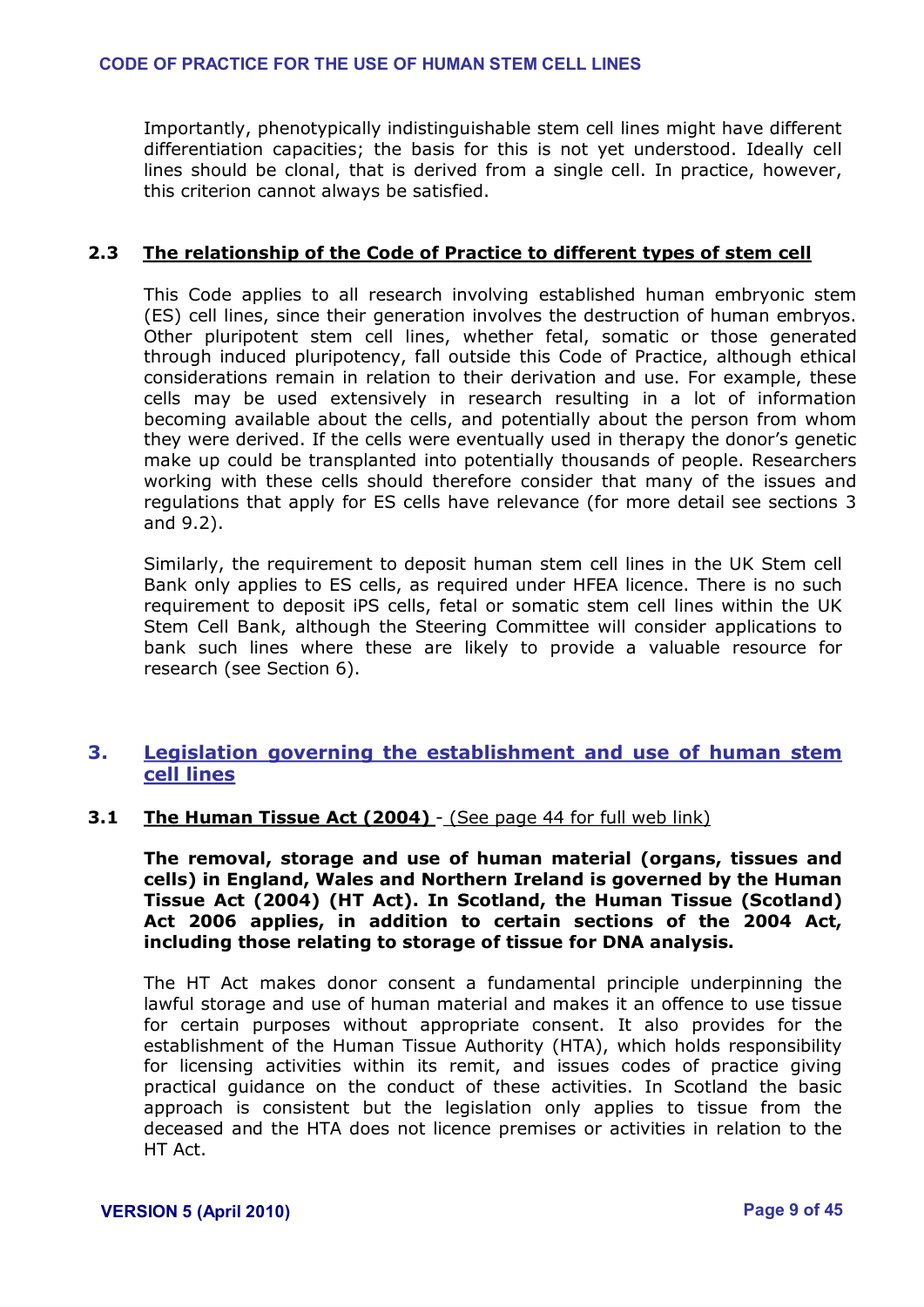Importantly, phenotypically indistinguishable stem cell lines might have different differentiation capacities; the basis for this is not yet understood. Ideally cell lines should be clonal, that is derived from a single cell. In practice, however, this criterion cannot always be satisfied.

### 2.3 The relationship of the Code of Practice to different types of stem cell

This Code applies to all research involving established human embryonic stem (ES) cell lines, since their generation involves the destruction of human embryos. Other pluripotent stem cell lines, whether fetal, somatic or those generated through induced pluripotency, fall outside this Code of Practice, although ethical considerations remain in relation to their derivation and use. For example, these cells may be used extensively in research resulting in a lot of information becoming available about the cells, and potentially about the person from whom they were derived. If the cells were eventually used in therapy the donor's genetic make up could be transplanted into potentially thousands of people. Researchers working with these cells should therefore consider that many of the issues and regulations that apply for ES cells have relevance (for more detail see sections 3 and 9.2).

Similarly, the requirement to deposit human stem cell lines in the UK Stem cell Bank only applies to ES cells, as required under HFEA licence. There is no such requirement to deposit iPS cells, fetal or somatic stem cell lines within the UK Stem Cell Bank, although the Steering Committee will consider applications to bank such lines where these are likely to provide a valuable resource for research (see Section 6).

## 3. Legislation governing the establishment and use of human stem cell lines

### 3.1 The Human Tissue Act (2004) - (See page 44 for full web link)

**The removal, storage and use of human material (organs, tissues and cells) in England, Wales and Northern Ireland is governed by the Human Tissue Act (2004) (HT Act). In Scotland, the Human Tissue (Scotland) Act 2006 applies, in addition to certain sections of the 2004 Act, including those relating to storage of tissue for DNA analysis.**

The HT Act makes donor consent a fundamental principle underpinning the lawful storage and use of human material and makes it an offence to use tissue for certain purposes without appropriate consent. It also provides for the establishment of the Human Tissue Authority (HTA), which holds responsibility for licensing activities within its remit, and issues codes of practice giving practical guidance on the conduct of these activities. In Scotland the basic approach is consistent but the legislation only applies to tissue from the deceased and the HTA does not licence premises or activities in relation to the HT Act.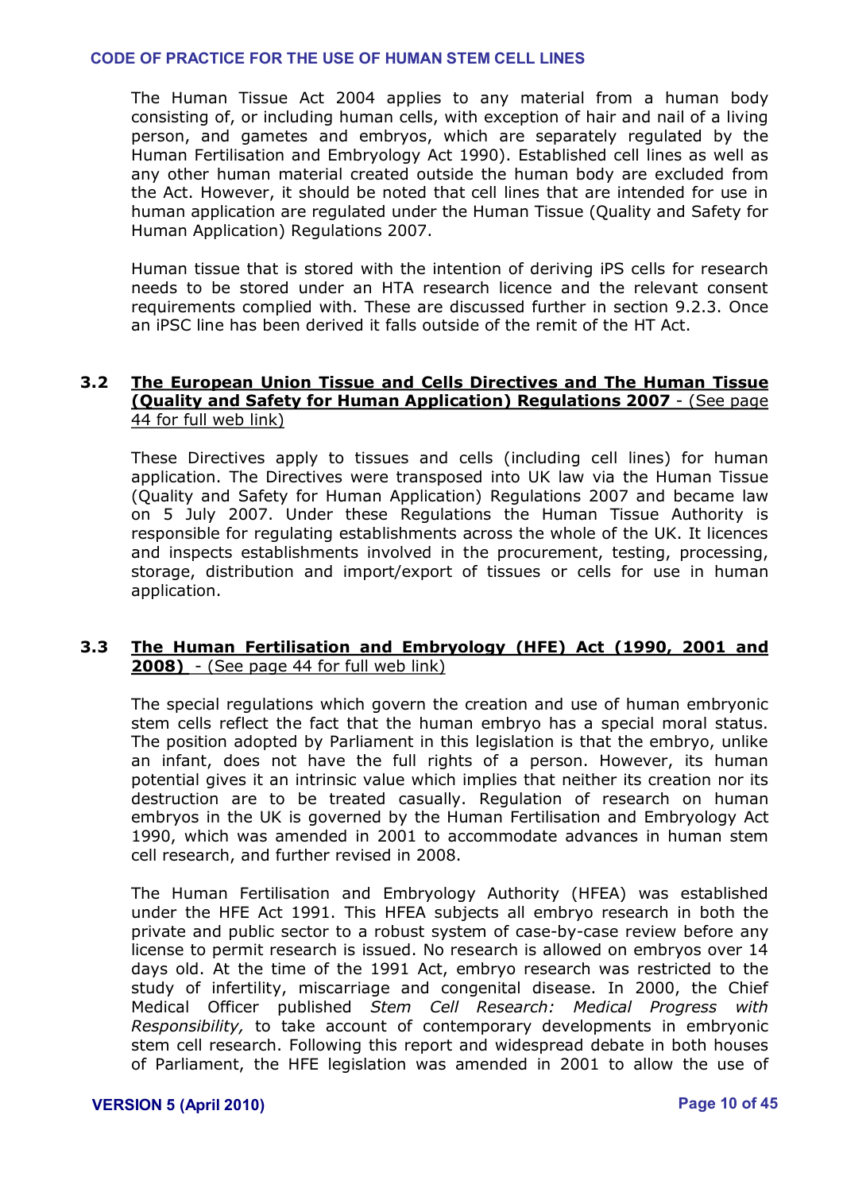The Human Tissue Act 2004 applies to any material from a human body consisting of, or including human cells, with exception of hair and nail of a living person, and gametes and embryos, which are separately regulated by the Human Fertilisation and Embryology Act 1990). Established cell lines as well as any other human material created outside the human body are excluded from the Act. However, it should be noted that cell lines that are intended for use in human application are regulated under the Human Tissue (Quality and Safety for Human Application) Regulations 2007.

Human tissue that is stored with the intention of deriving iPS cells for research needs to be stored under an HTA research licence and the relevant consent requirements complied with. These are discussed further in section 9.2.3. Once an iPSC line has been derived it falls outside of the remit of the HT Act.

### 3.2 The European Union Tissue and Cells Directives and The Human Tissue (Quality and Safety for Human Application) Regulations 2007 - (See page 44 for full web link)

These Directives apply to tissues and cells (including cell lines) for human application. The Directives were transposed into UK law via the Human Tissue (Quality and Safety for Human Application) Regulations 2007 and became law on 5 July 2007. Under these Regulations the Human Tissue Authority is responsible for regulating establishments across the whole of the UK. It licences and inspects establishments involved in the procurement, testing, processing, storage, distribution and import/export of tissues or cells for use in human application.

### 3.3 The Human Fertilisation and Embryology (HFE) Act (1990, 2001 and 2008) - (See page 44 for full web link)

The special regulations which govern the creation and use of human embryonic stem cells reflect the fact that the human embryo has a special moral status. The position adopted by Parliament in this legislation is that the embryo, unlike an infant, does not have the full rights of a person. However, its human potential gives it an intrinsic value which implies that neither its creation nor its destruction are to be treated casually. Regulation of research on human embryos in the UK is governed by the Human Fertilisation and Embryology Act 1990, which was amended in 2001 to accommodate advances in human stem cell research, and further revised in 2008.

The Human Fertilisation and Embryology Authority (HFEA) was established under the HFE Act 1991. This HFEA subjects all embryo research in both the private and public sector to a robust system of case-by-case review before any license to permit research is issued. No research is allowed on embryos over 14 days old. At the time of the 1991 Act, embryo research was restricted to the study of infertility, miscarriage and congenital disease. In 2000, the Chief Medical Officer published *Stem Cell Research: Medical Progress with Responsibility,* to take account of contemporary developments in embryonic stem cell research. Following this report and widespread debate in both houses of Parliament, the HFE legislation was amended in 2001 to allow the use of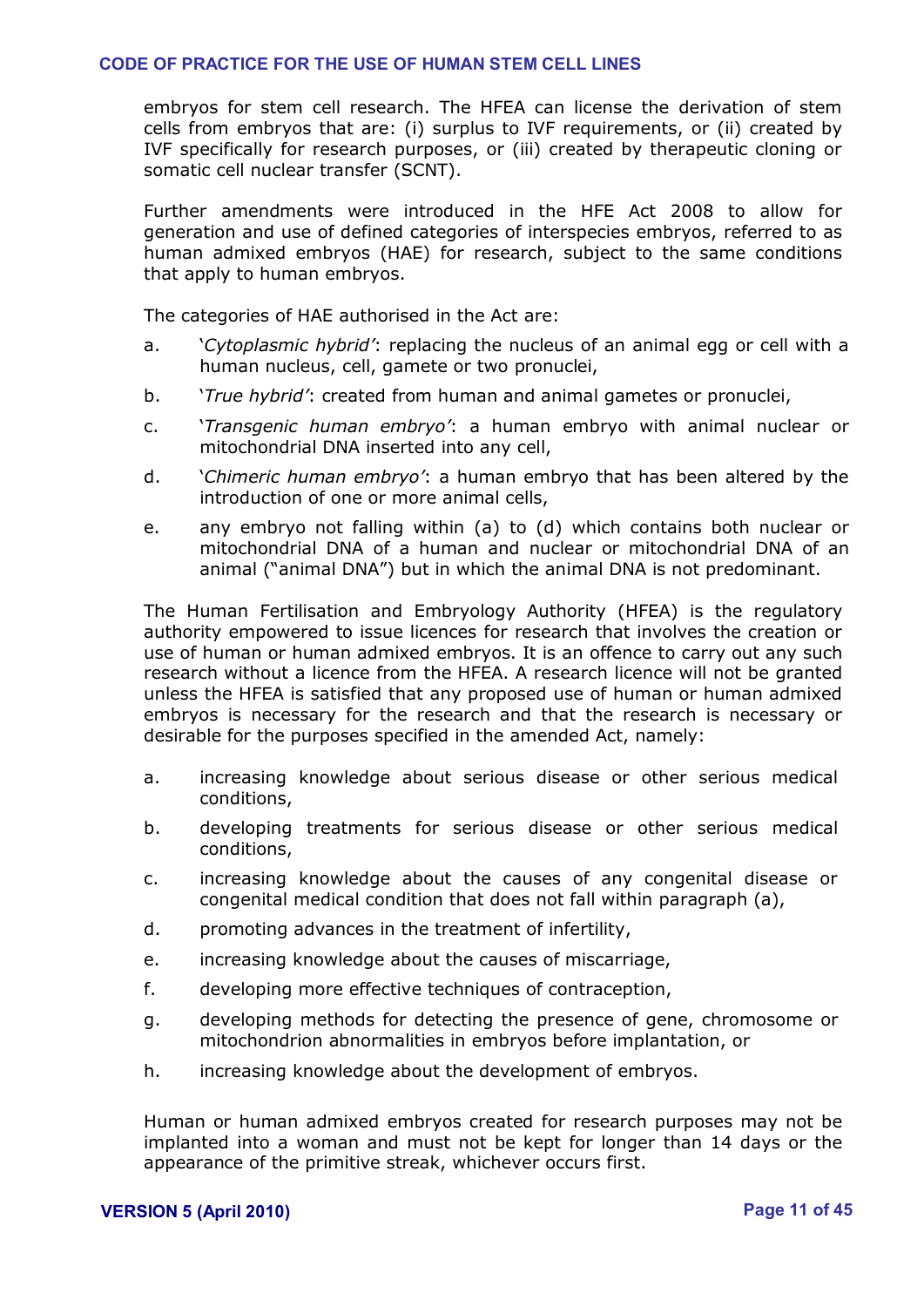embryos for stem cell research. The HFEA can license the derivation of stem cells from embryos that are: (i) surplus to IVF requirements, or (ii) created by IVF specifically for research purposes, or (iii) created by therapeutic cloning or somatic cell nuclear transfer (SCNT).

Further amendments were introduced in the HFE Act 2008 to allow for generation and use of defined categories of interspecies embryos, referred to as human admixed embryos (HAE) for research, subject to the same conditions that apply to human embryos.

The categories of HAE authorised in the Act are:

a. '*Cytoplasmic hybrid*': replacing the nucleus of an animal egg or cell with a human nucleus, cell, gamete or two pronuclei,

b. '*True hybrid*': created from human and animal gametes or pronuclei,

c. '*Transgenic human embryo*': a human embryo with animal nuclear or mitochondrial DNA inserted into any cell,

d. '*Chimeric human embryo*': a human embryo that has been altered by the introduction of one or more animal cells,

e. any embryo not falling within (a) to (d) which contains both nuclear or mitochondrial DNA of a human and nuclear or mitochondrial DNA of an animal ("animal DNA") but in which the animal DNA is not predominant.

The Human Fertilisation and Embryology Authority (HFEA) is the regulatory authority empowered to issue licences for research that involves the creation or use of human or human admixed embryos. It is an offence to carry out any such research without a licence from the HFEA. A research licence will not be granted unless the HFEA is satisfied that any proposed use of human or human admixed embryos is necessary for the research and that the research is necessary or desirable for the purposes specified in the amended Act, namely:

a. increasing knowledge about serious disease or other serious medical conditions,

b. developing treatments for serious disease or other serious medical conditions,

c. increasing knowledge about the causes of any congenital disease or congenital medical condition that does not fall within paragraph (a),

d. promoting advances in the treatment of infertility,

e. increasing knowledge about the causes of miscarriage,

f. developing more effective techniques of contraception,

g. developing methods for detecting the presence of gene, chromosome or mitochondrion abnormalities in embryos before implantation, or

h. increasing knowledge about the development of embryos.

Human or human admixed embryos created for research purposes may not be implanted into a woman and must not be kept for longer than 14 days or the appearance of the primitive streak, whichever occurs first.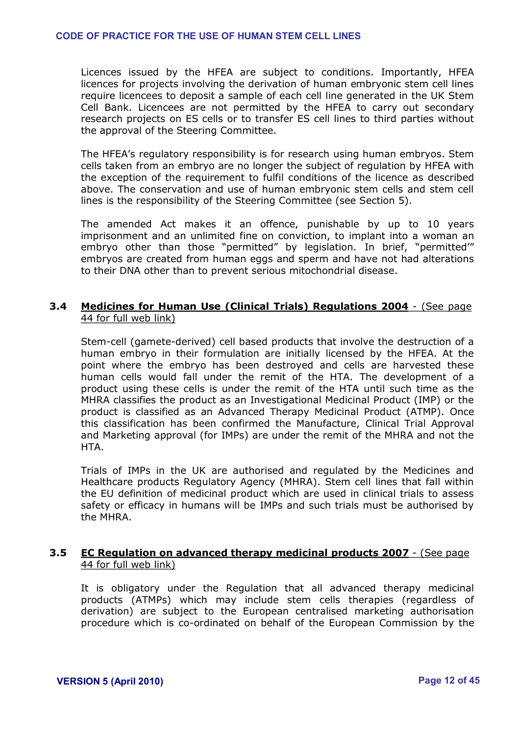Licences issued by the HFEA are subject to conditions. Importantly, HFEA licences for projects involving the derivation of human embryonic stem cell lines require licencees to deposit a sample of each cell line generated in the UK Stem Cell Bank. Licencees are not permitted by the HFEA to carry out secondary research projects on ES cells or to transfer ES cell lines to third parties without the approval of the Steering Committee.

The HFEA's regulatory responsibility is for research using human embryos. Stem cells taken from an embryo are no longer the subject of regulation by HFEA with the exception of the requirement to fulfil conditions of the licence as described above. The conservation and use of human embryonic stem cells and stem cell lines is the responsibility of the Steering Committee (see Section 5).

The amended Act makes it an offence, punishable by up to 10 years imprisonment and an unlimited fine on conviction, to implant into a woman an embryo other than those "permitted" by legislation. In brief, "permitted'" embryos are created from human eggs and sperm and have not had alterations to their DNA other than to prevent serious mitochondrial disease.

### 3.4 Medicines for Human Use (Clinical Trials) Regulations 2004 - (See page 44 for full web link)

Stem-cell (gamete-derived) cell based products that involve the destruction of a human embryo in their formulation are initially licensed by the HFEA. At the point where the embryo has been destroyed and cells are harvested these human cells would fall under the remit of the HTA. The development of a product using these cells is under the remit of the HTA until such time as the MHRA classifies the product as an Investigational Medicinal Product (IMP) or the product is classified as an Advanced Therapy Medicinal Product (ATMP). Once this classification has been confirmed the Manufacture, Clinical Trial Approval and Marketing approval (for IMPs) are under the remit of the MHRA and not the HTA.

Trials of IMPs in the UK are authorised and regulated by the Medicines and Healthcare products Regulatory Agency (MHRA). Stem cell lines that fall within the EU definition of medicinal product which are used in clinical trials to assess safety or efficacy in humans will be IMPs and such trials must be authorised by the MHRA.

### 3.5 EC Regulation on advanced therapy medicinal products 2007 - (See page 44 for full web link)

It is obligatory under the Regulation that all advanced therapy medicinal products (ATMPs) which may include stem cells therapies (regardless of derivation) are subject to the European centralised marketing authorisation procedure which is co-ordinated on behalf of the European Commission by the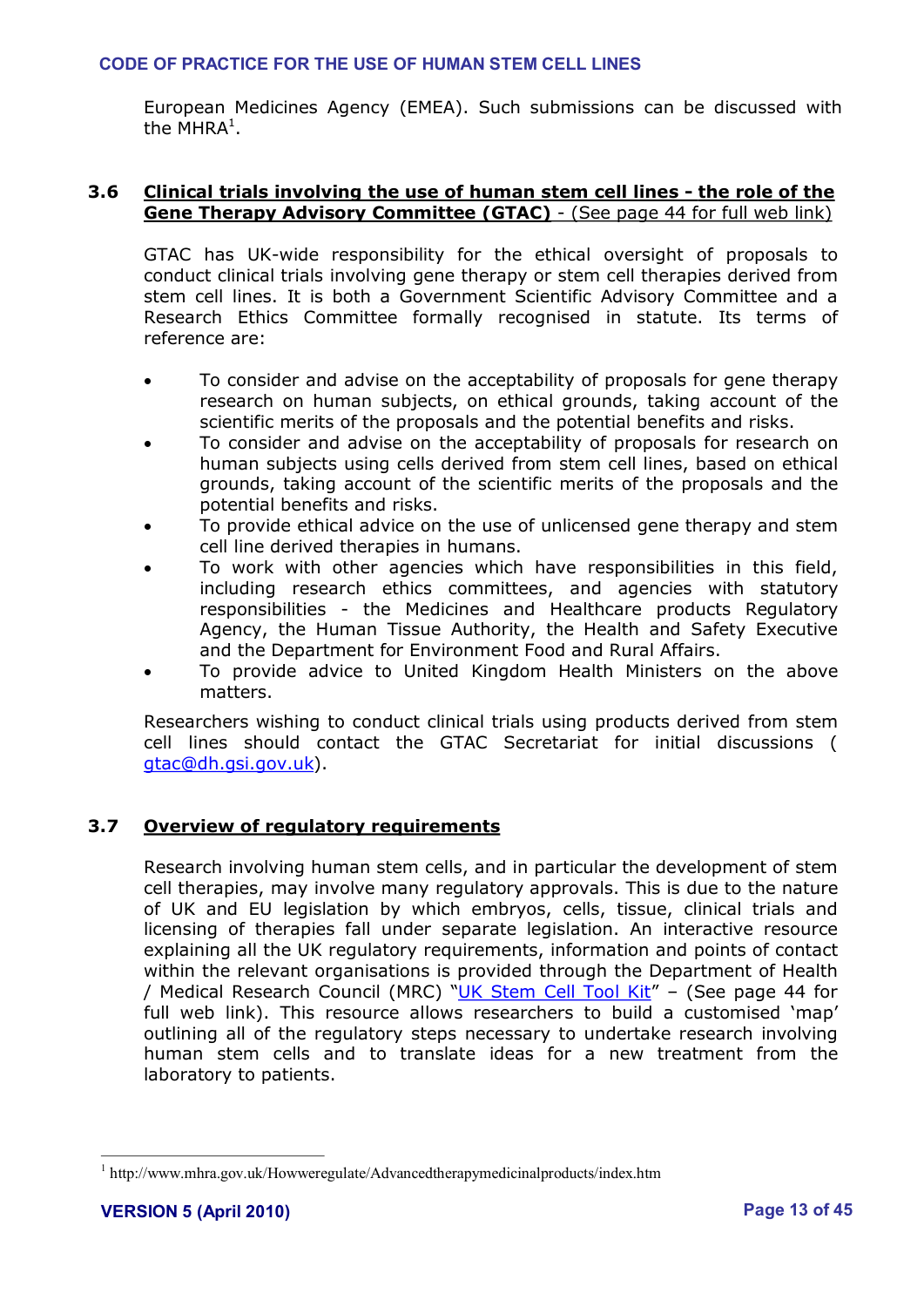European Medicines Agency (EMEA). Such submissions can be discussed with the MHRA[1].

### 3.6 Clinical trials involving the use of human stem cell lines - the role of the Gene Therapy Advisory Committee (GTAC) - (See page 44 for full web link)

GTAC has UK-wide responsibility for the ethical oversight of proposals to conduct clinical trials involving gene therapy or stem cell therapies derived from stem cell lines. It is both a Government Scientific Advisory Committee and a Research Ethics Committee formally recognised in statute. Its terms of reference are:

- To consider and advise on the acceptability of proposals for gene therapy research on human subjects, on ethical grounds, taking account of the scientific merits of the proposals and the potential benefits and risks.
- To consider and advise on the acceptability of proposals for research on human subjects using cells derived from stem cell lines, based on ethical grounds, taking account of the scientific merits of the proposals and the potential benefits and risks.
- To provide ethical advice on the use of unlicensed gene therapy and stem cell line derived therapies in humans.
- To work with other agencies which have responsibilities in this field, including research ethics committees, and agencies with statutory responsibilities - the Medicines and Healthcare products Regulatory Agency, the Human Tissue Authority, the Health and Safety Executive and the Department for Environment Food and Rural Affairs.
- To provide advice to United Kingdom Health Ministers on the above matters.

Researchers wishing to conduct clinical trials using products derived from stem cell lines should contact the GTAC Secretariat for initial discussions ( gtac@dh.gsi.gov.uk).

### 3.7 Overview of regulatory requirements

Research involving human stem cells, and in particular the development of stem cell therapies, may involve many regulatory approvals. This is due to the nature of UK and EU legislation by which embryos, cells, tissue, clinical trials and licensing of therapies fall under separate legislation. An interactive resource explaining all the UK regulatory requirements, information and points of contact within the relevant organisations is provided through the Department of Health / Medical Research Council (MRC) "UK Stem Cell Tool Kit" – (See page 44 for full web link). This resource allows researchers to build a customised 'map' outlining all of the regulatory steps necessary to undertake research involving human stem cells and to translate ideas for a new treatment from the laboratory to patients.

---

[1] http://www.mhra.gov.uk/Howweregulate/Advancedtherapymedicinalproducts/index.htm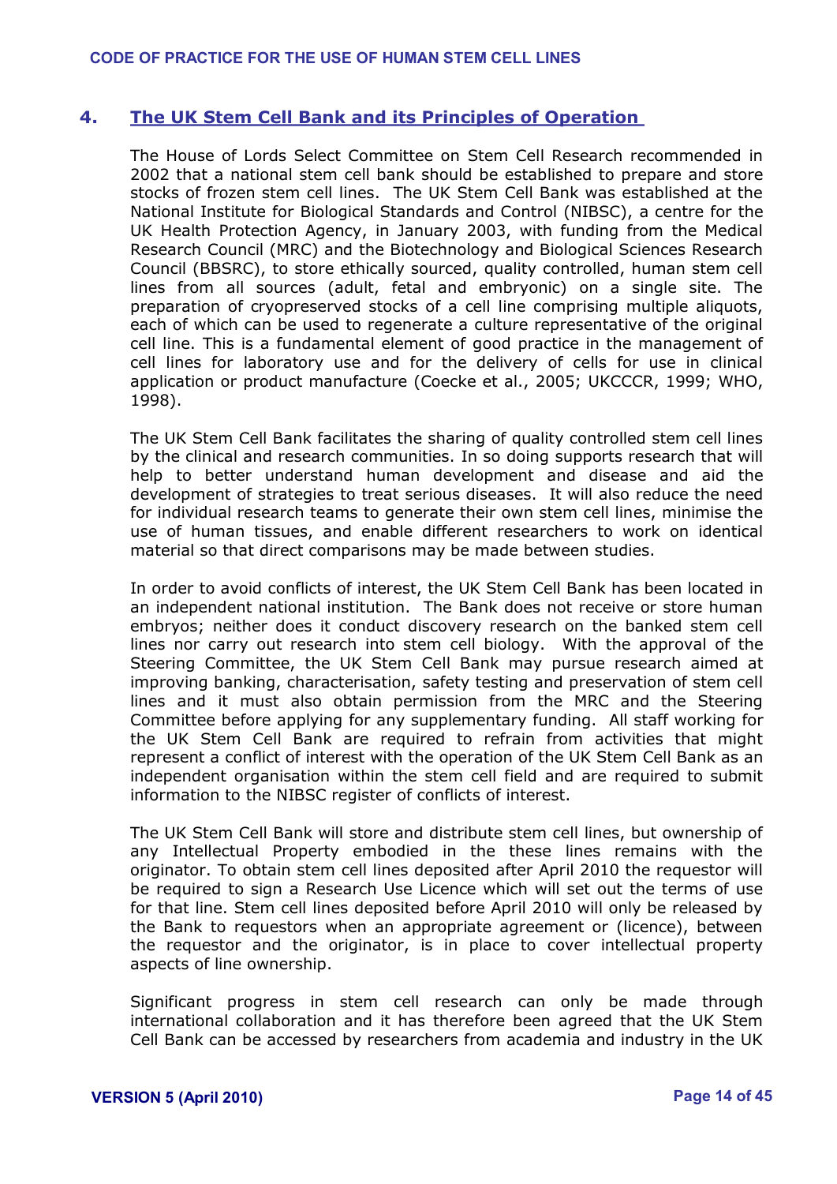## 4. The UK Stem Cell Bank and its Principles of Operation

The House of Lords Select Committee on Stem Cell Research recommended in 2002 that a national stem cell bank should be established to prepare and store stocks of frozen stem cell lines. The UK Stem Cell Bank was established at the National Institute for Biological Standards and Control (NIBSC), a centre for the UK Health Protection Agency, in January 2003, with funding from the Medical Research Council (MRC) and the Biotechnology and Biological Sciences Research Council (BBSRC), to store ethically sourced, quality controlled, human stem cell lines from all sources (adult, fetal and embryonic) on a single site. The preparation of cryopreserved stocks of a cell line comprising multiple aliquots, each of which can be used to regenerate a culture representative of the original cell line. This is a fundamental element of good practice in the management of cell lines for laboratory use and for the delivery of cells for use in clinical application or product manufacture (Coecke et al., 2005; UKCCCR, 1999; WHO, 1998).

The UK Stem Cell Bank facilitates the sharing of quality controlled stem cell lines by the clinical and research communities. In so doing supports research that will help to better understand human development and disease and aid the development of strategies to treat serious diseases. It will also reduce the need for individual research teams to generate their own stem cell lines, minimise the use of human tissues, and enable different researchers to work on identical material so that direct comparisons may be made between studies.

In order to avoid conflicts of interest, the UK Stem Cell Bank has been located in an independent national institution. The Bank does not receive or store human embryos; neither does it conduct discovery research on the banked stem cell lines nor carry out research into stem cell biology. With the approval of the Steering Committee, the UK Stem Cell Bank may pursue research aimed at improving banking, characterisation, safety testing and preservation of stem cell lines and it must also obtain permission from the MRC and the Steering Committee before applying for any supplementary funding. All staff working for the UK Stem Cell Bank are required to refrain from activities that might represent a conflict of interest with the operation of the UK Stem Cell Bank as an independent organisation within the stem cell field and are required to submit information to the NIBSC register of conflicts of interest.

The UK Stem Cell Bank will store and distribute stem cell lines, but ownership of any Intellectual Property embodied in the these lines remains with the originator. To obtain stem cell lines deposited after April 2010 the requestor will be required to sign a Research Use Licence which will set out the terms of use for that line. Stem cell lines deposited before April 2010 will only be released by the Bank to requestors when an appropriate agreement or (licence), between the requestor and the originator, is in place to cover intellectual property aspects of line ownership.

Significant progress in stem cell research can only be made through international collaboration and it has therefore been agreed that the UK Stem Cell Bank can be accessed by researchers from academia and industry in the UK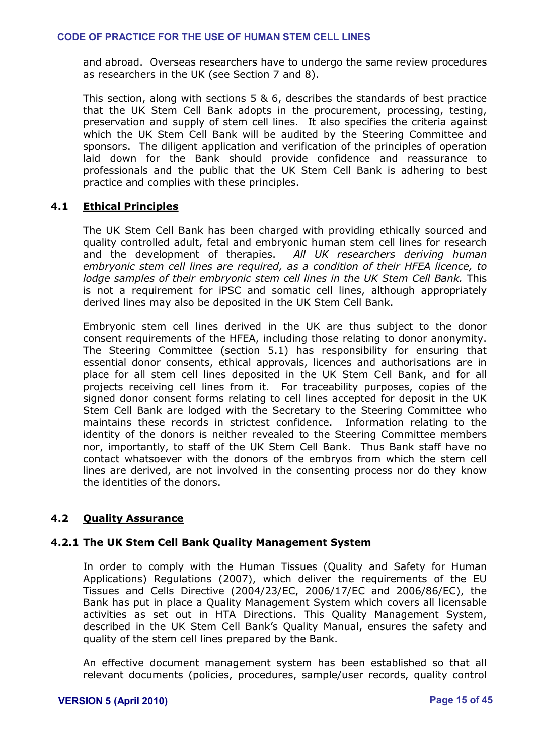and abroad. Overseas researchers have to undergo the same review procedures as researchers in the UK (see Section 7 and 8).

This section, along with sections 5 & 6, describes the standards of best practice that the UK Stem Cell Bank adopts in the procurement, processing, testing, preservation and supply of stem cell lines. It also specifies the criteria against which the UK Stem Cell Bank will be audited by the Steering Committee and sponsors. The diligent application and verification of the principles of operation laid down for the Bank should provide confidence and reassurance to professionals and the public that the UK Stem Cell Bank is adhering to best practice and complies with these principles.

## 4.1 Ethical Principles

The UK Stem Cell Bank has been charged with providing ethically sourced and quality controlled adult, fetal and embryonic human stem cell lines for research and the development of therapies. *All UK researchers deriving human embryonic stem cell lines are required, as a condition of their HFEA licence, to lodge samples of their embryonic stem cell lines in the UK Stem Cell Bank.* This is not a requirement for iPSC and somatic cell lines, although appropriately derived lines may also be deposited in the UK Stem Cell Bank.

Embryonic stem cell lines derived in the UK are thus subject to the donor consent requirements of the HFEA, including those relating to donor anonymity. The Steering Committee (section 5.1) has responsibility for ensuring that essential donor consents, ethical approvals, licences and authorisations are in place for all stem cell lines deposited in the UK Stem Cell Bank, and for all projects receiving cell lines from it. For traceability purposes, copies of the signed donor consent forms relating to cell lines accepted for deposit in the UK Stem Cell Bank are lodged with the Secretary to the Steering Committee who maintains these records in strictest confidence. Information relating to the identity of the donors is neither revealed to the Steering Committee members nor, importantly, to staff of the UK Stem Cell Bank. Thus Bank staff have no contact whatsoever with the donors of the embryos from which the stem cell lines are derived, are not involved in the consenting process nor do they know the identities of the donors.

## 4.2 Quality Assurance

### 4.2.1 The UK Stem Cell Bank Quality Management System

In order to comply with the Human Tissues (Quality and Safety for Human Applications) Regulations (2007), which deliver the requirements of the EU Tissues and Cells Directive (2004/23/EC, 2006/17/EC and 2006/86/EC), the Bank has put in place a Quality Management System which covers all licensable activities as set out in HTA Directions. This Quality Management System, described in the UK Stem Cell Bank's Quality Manual, ensures the safety and quality of the stem cell lines prepared by the Bank.

An effective document management system has been established so that all relevant documents (policies, procedures, sample/user records, quality control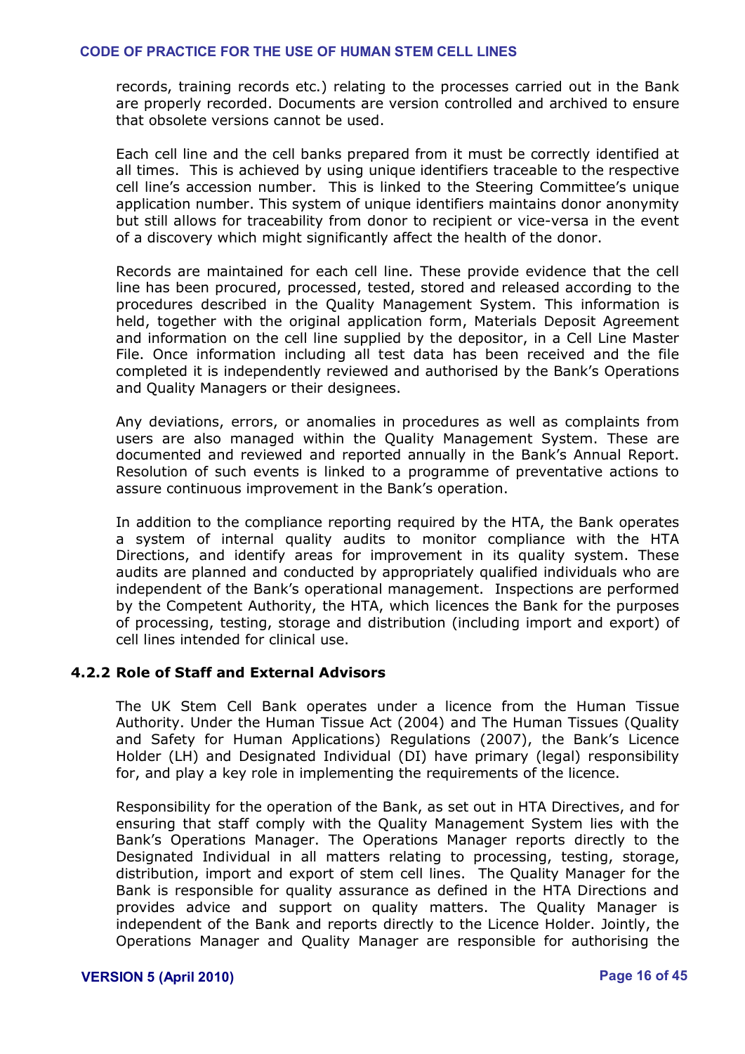records, training records etc.) relating to the processes carried out in the Bank are properly recorded. Documents are version controlled and archived to ensure that obsolete versions cannot be used.

Each cell line and the cell banks prepared from it must be correctly identified at all times. This is achieved by using unique identifiers traceable to the respective cell line's accession number. This is linked to the Steering Committee's unique application number. This system of unique identifiers maintains donor anonymity but still allows for traceability from donor to recipient or vice-versa in the event of a discovery which might significantly affect the health of the donor.

Records are maintained for each cell line. These provide evidence that the cell line has been procured, processed, tested, stored and released according to the procedures described in the Quality Management System. This information is held, together with the original application form, Materials Deposit Agreement and information on the cell line supplied by the depositor, in a Cell Line Master File. Once information including all test data has been received and the file completed it is independently reviewed and authorised by the Bank's Operations and Quality Managers or their designees.

Any deviations, errors, or anomalies in procedures as well as complaints from users are also managed within the Quality Management System. These are documented and reviewed and reported annually in the Bank's Annual Report. Resolution of such events is linked to a programme of preventative actions to assure continuous improvement in the Bank's operation.

In addition to the compliance reporting required by the HTA, the Bank operates a system of internal quality audits to monitor compliance with the HTA Directions, and identify areas for improvement in its quality system. These audits are planned and conducted by appropriately qualified individuals who are independent of the Bank's operational management. Inspections are performed by the Competent Authority, the HTA, which licences the Bank for the purposes of processing, testing, storage and distribution (including import and export) of cell lines intended for clinical use.

### 4.2.2 Role of Staff and External Advisors

The UK Stem Cell Bank operates under a licence from the Human Tissue Authority. Under the Human Tissue Act (2004) and The Human Tissues (Quality and Safety for Human Applications) Regulations (2007), the Bank's Licence Holder (LH) and Designated Individual (DI) have primary (legal) responsibility for, and play a key role in implementing the requirements of the licence.

Responsibility for the operation of the Bank, as set out in HTA Directives, and for ensuring that staff comply with the Quality Management System lies with the Bank's Operations Manager. The Operations Manager reports directly to the Designated Individual in all matters relating to processing, testing, storage, distribution, import and export of stem cell lines. The Quality Manager for the Bank is responsible for quality assurance as defined in the HTA Directions and provides advice and support on quality matters. The Quality Manager is independent of the Bank and reports directly to the Licence Holder. Jointly, the Operations Manager and Quality Manager are responsible for authorising the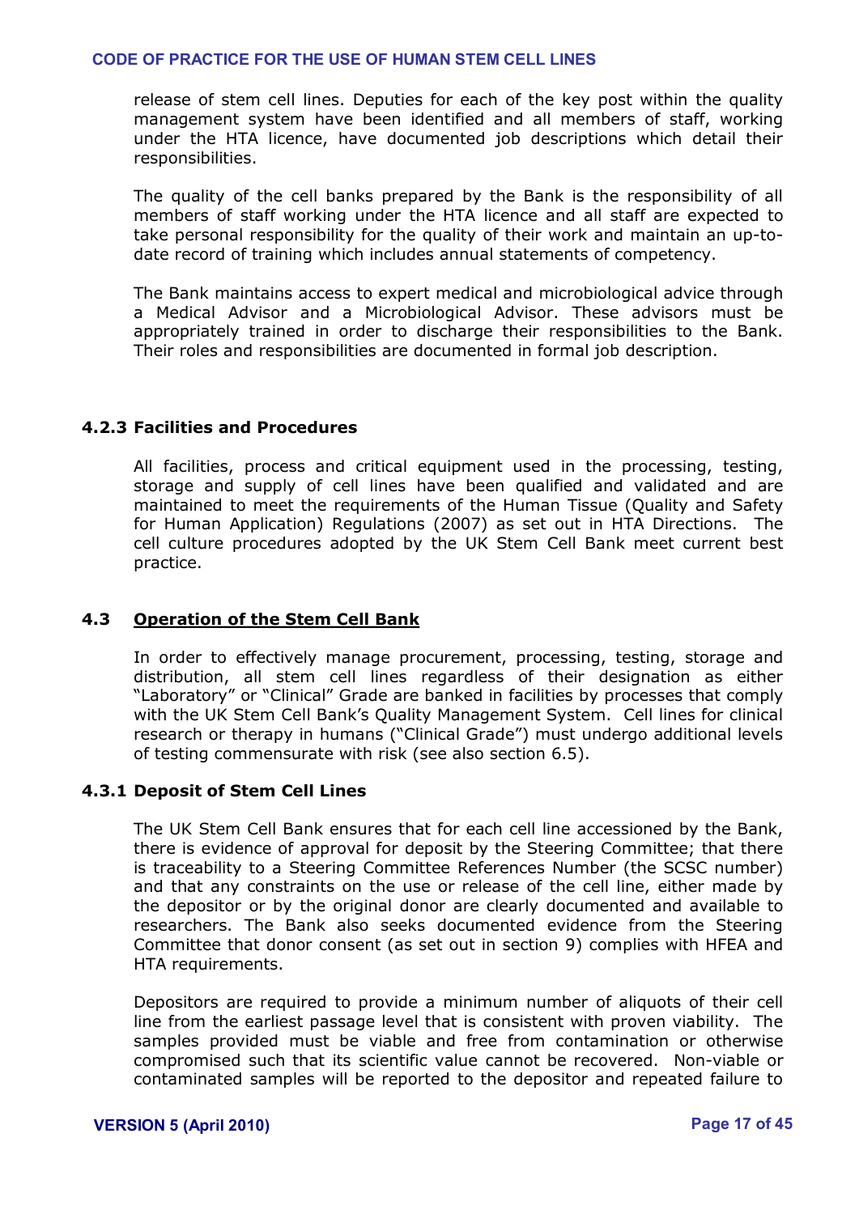release of stem cell lines. Deputies for each of the key post within the quality management system have been identified and all members of staff, working under the HTA licence, have documented job descriptions which detail their responsibilities.

The quality of the cell banks prepared by the Bank is the responsibility of all members of staff working under the HTA licence and all staff are expected to take personal responsibility for the quality of their work and maintain an up-to-date record of training which includes annual statements of competency.

The Bank maintains access to expert medical and microbiological advice through a Medical Advisor and a Microbiological Advisor. These advisors must be appropriately trained in order to discharge their responsibilities to the Bank. Their roles and responsibilities are documented in formal job description.

### 4.2.3 Facilities and Procedures

All facilities, process and critical equipment used in the processing, testing, storage and supply of cell lines have been qualified and validated and are maintained to meet the requirements of the Human Tissue (Quality and Safety for Human Application) Regulations (2007) as set out in HTA Directions. The cell culture procedures adopted by the UK Stem Cell Bank meet current best practice.

## 4.3 Operation of the Stem Cell Bank

In order to effectively manage procurement, processing, testing, storage and distribution, all stem cell lines regardless of their designation as either "Laboratory" or "Clinical" Grade are banked in facilities by processes that comply with the UK Stem Cell Bank's Quality Management System. Cell lines for clinical research or therapy in humans ("Clinical Grade") must undergo additional levels of testing commensurate with risk (see also section 6.5).

### 4.3.1 Deposit of Stem Cell Lines

The UK Stem Cell Bank ensures that for each cell line accessioned by the Bank, there is evidence of approval for deposit by the Steering Committee; that there is traceability to a Steering Committee References Number (the SCSC number) and that any constraints on the use or release of the cell line, either made by the depositor or by the original donor are clearly documented and available to researchers. The Bank also seeks documented evidence from the Steering Committee that donor consent (as set out in section 9) complies with HFEA and HTA requirements.

Depositors are required to provide a minimum number of aliquots of their cell line from the earliest passage level that is consistent with proven viability. The samples provided must be viable and free from contamination or otherwise compromised such that its scientific value cannot be recovered. Non-viable or contaminated samples will be reported to the depositor and repeated failure to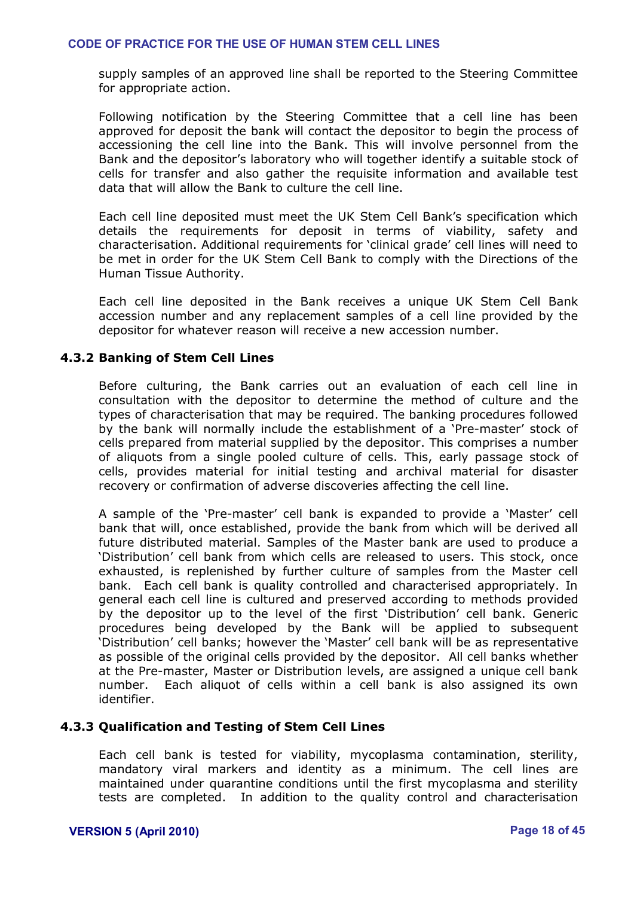supply samples of an approved line shall be reported to the Steering Committee for appropriate action.

Following notification by the Steering Committee that a cell line has been approved for deposit the bank will contact the depositor to begin the process of accessioning the cell line into the Bank. This will involve personnel from the Bank and the depositor's laboratory who will together identify a suitable stock of cells for transfer and also gather the requisite information and available test data that will allow the Bank to culture the cell line.

Each cell line deposited must meet the UK Stem Cell Bank's specification which details the requirements for deposit in terms of viability, safety and characterisation. Additional requirements for 'clinical grade' cell lines will need to be met in order for the UK Stem Cell Bank to comply with the Directions of the Human Tissue Authority.

Each cell line deposited in the Bank receives a unique UK Stem Cell Bank accession number and any replacement samples of a cell line provided by the depositor for whatever reason will receive a new accession number.

### 4.3.2 Banking of Stem Cell Lines

Before culturing, the Bank carries out an evaluation of each cell line in consultation with the depositor to determine the method of culture and the types of characterisation that may be required. The banking procedures followed by the bank will normally include the establishment of a 'Pre-master' stock of cells prepared from material supplied by the depositor. This comprises a number of aliquots from a single pooled culture of cells. This, early passage stock of cells, provides material for initial testing and archival material for disaster recovery or confirmation of adverse discoveries affecting the cell line.

A sample of the 'Pre-master' cell bank is expanded to provide a 'Master' cell bank that will, once established, provide the bank from which will be derived all future distributed material. Samples of the Master bank are used to produce a 'Distribution' cell bank from which cells are released to users. This stock, once exhausted, is replenished by further culture of samples from the Master cell bank. Each cell bank is quality controlled and characterised appropriately. In general each cell line is cultured and preserved according to methods provided by the depositor up to the level of the first 'Distribution' cell bank. Generic procedures being developed by the Bank will be applied to subsequent 'Distribution' cell banks; however the 'Master' cell bank will be as representative as possible of the original cells provided by the depositor. All cell banks whether at the Pre-master, Master or Distribution levels, are assigned a unique cell bank number. Each aliquot of cells within a cell bank is also assigned its own identifier.

### 4.3.3 Qualification and Testing of Stem Cell Lines

Each cell bank is tested for viability, mycoplasma contamination, sterility, mandatory viral markers and identity as a minimum. The cell lines are maintained under quarantine conditions until the first mycoplasma and sterility tests are completed. In addition to the quality control and characterisation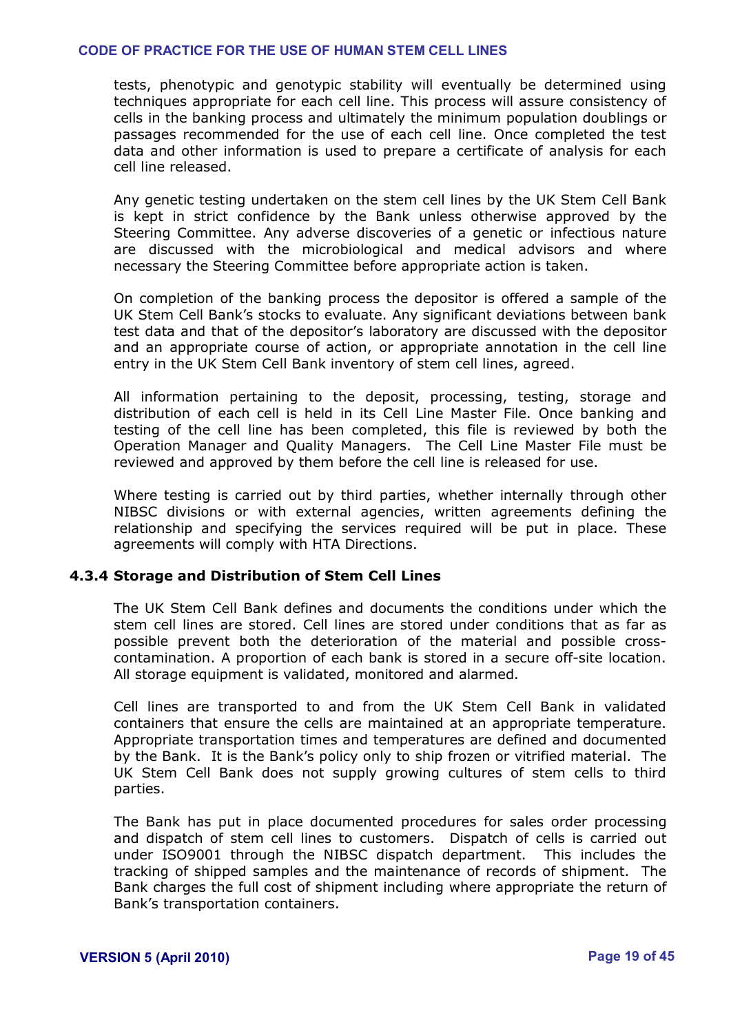tests, phenotypic and genotypic stability will eventually be determined using techniques appropriate for each cell line. This process will assure consistency of cells in the banking process and ultimately the minimum population doublings or passages recommended for the use of each cell line. Once completed the test data and other information is used to prepare a certificate of analysis for each cell line released.

Any genetic testing undertaken on the stem cell lines by the UK Stem Cell Bank is kept in strict confidence by the Bank unless otherwise approved by the Steering Committee. Any adverse discoveries of a genetic or infectious nature are discussed with the microbiological and medical advisors and where necessary the Steering Committee before appropriate action is taken.

On completion of the banking process the depositor is offered a sample of the UK Stem Cell Bank's stocks to evaluate. Any significant deviations between bank test data and that of the depositor's laboratory are discussed with the depositor and an appropriate course of action, or appropriate annotation in the cell line entry in the UK Stem Cell Bank inventory of stem cell lines, agreed.

All information pertaining to the deposit, processing, testing, storage and distribution of each cell is held in its Cell Line Master File. Once banking and testing of the cell line has been completed, this file is reviewed by both the Operation Manager and Quality Managers. The Cell Line Master File must be reviewed and approved by them before the cell line is released for use.

Where testing is carried out by third parties, whether internally through other NIBSC divisions or with external agencies, written agreements defining the relationship and specifying the services required will be put in place. These agreements will comply with HTA Directions.

### 4.3.4 Storage and Distribution of Stem Cell Lines

The UK Stem Cell Bank defines and documents the conditions under which the stem cell lines are stored. Cell lines are stored under conditions that as far as possible prevent both the deterioration of the material and possible cross-contamination. A proportion of each bank is stored in a secure off-site location. All storage equipment is validated, monitored and alarmed.

Cell lines are transported to and from the UK Stem Cell Bank in validated containers that ensure the cells are maintained at an appropriate temperature. Appropriate transportation times and temperatures are defined and documented by the Bank. It is the Bank's policy only to ship frozen or vitrified material. The UK Stem Cell Bank does not supply growing cultures of stem cells to third parties.

The Bank has put in place documented procedures for sales order processing and dispatch of stem cell lines to customers. Dispatch of cells is carried out under ISO9001 through the NIBSC dispatch department. This includes the tracking of shipped samples and the maintenance of records of shipment. The Bank charges the full cost of shipment including where appropriate the return of Bank's transportation containers.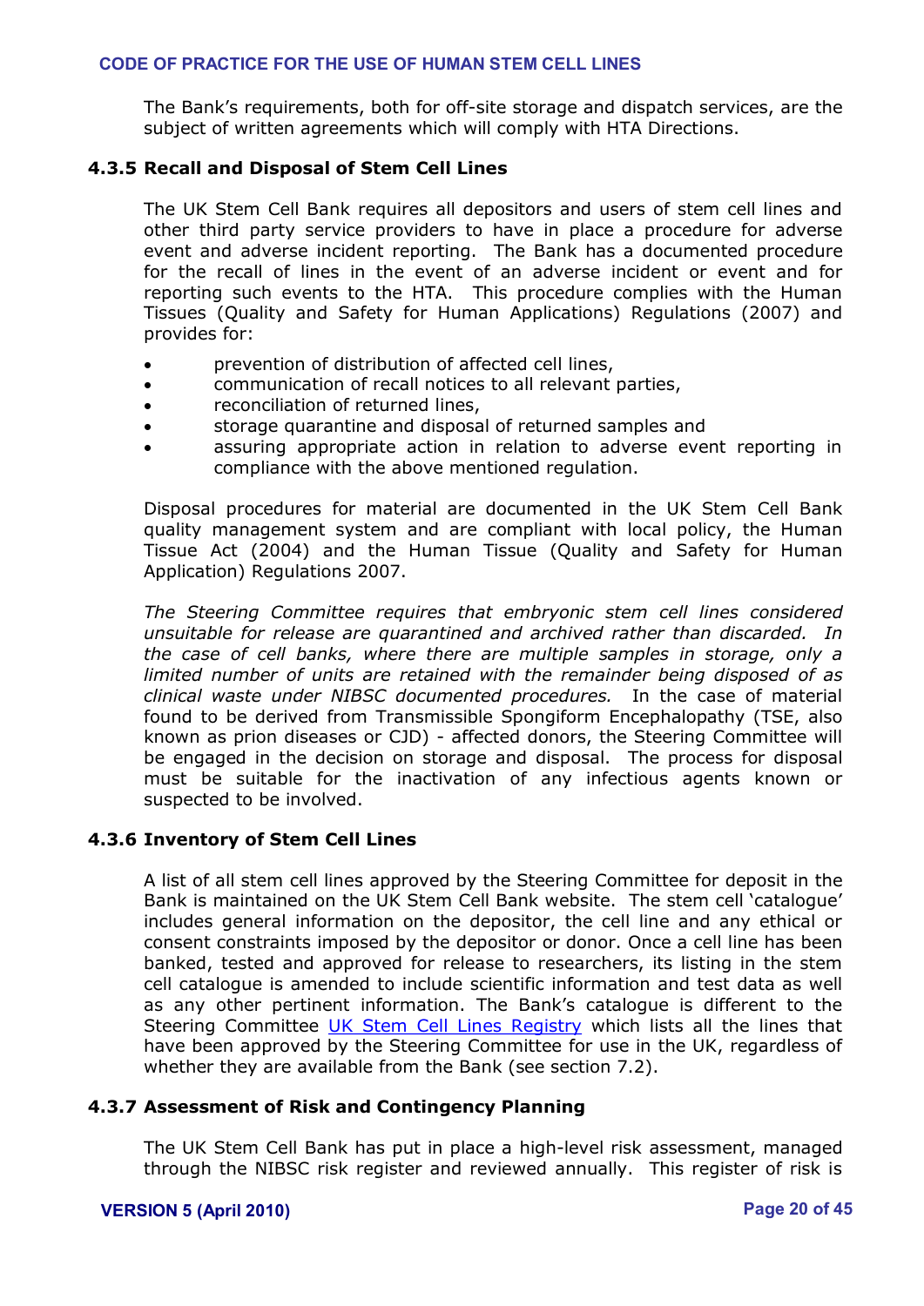The Bank's requirements, both for off-site storage and dispatch services, are the subject of written agreements which will comply with HTA Directions.

### 4.3.5 Recall and Disposal of Stem Cell Lines

The UK Stem Cell Bank requires all depositors and users of stem cell lines and other third party service providers to have in place a procedure for adverse event and adverse incident reporting. The Bank has a documented procedure for the recall of lines in the event of an adverse incident or event and for reporting such events to the HTA. This procedure complies with the Human Tissues (Quality and Safety for Human Applications) Regulations (2007) and provides for:

- prevention of distribution of affected cell lines,
- communication of recall notices to all relevant parties,
- reconciliation of returned lines,
- storage quarantine and disposal of returned samples and
- assuring appropriate action in relation to adverse event reporting in compliance with the above mentioned regulation.

Disposal procedures for material are documented in the UK Stem Cell Bank quality management system and are compliant with local policy, the Human Tissue Act (2004) and the Human Tissue (Quality and Safety for Human Application) Regulations 2007.

*The Steering Committee requires that embryonic stem cell lines considered unsuitable for release are quarantined and archived rather than discarded. In the case of cell banks, where there are multiple samples in storage, only a limited number of units are retained with the remainder being disposed of as clinical waste under NIBSC documented procedures.* In the case of material found to be derived from Transmissible Spongiform Encephalopathy (TSE, also known as prion diseases or CJD) - affected donors, the Steering Committee will be engaged in the decision on storage and disposal. The process for disposal must be suitable for the inactivation of any infectious agents known or suspected to be involved.

### 4.3.6 Inventory of Stem Cell Lines

A list of all stem cell lines approved by the Steering Committee for deposit in the Bank is maintained on the UK Stem Cell Bank website. The stem cell 'catalogue' includes general information on the depositor, the cell line and any ethical or consent constraints imposed by the depositor or donor. Once a cell line has been banked, tested and approved for release to researchers, its listing in the stem cell catalogue is amended to include scientific information and test data as well as any other pertinent information. The Bank's catalogue is different to the Steering Committee UK Stem Cell Lines Registry which lists all the lines that have been approved by the Steering Committee for use in the UK, regardless of whether they are available from the Bank (see section 7.2).

### 4.3.7 Assessment of Risk and Contingency Planning

The UK Stem Cell Bank has put in place a high-level risk assessment, managed through the NIBSC risk register and reviewed annually. This register of risk is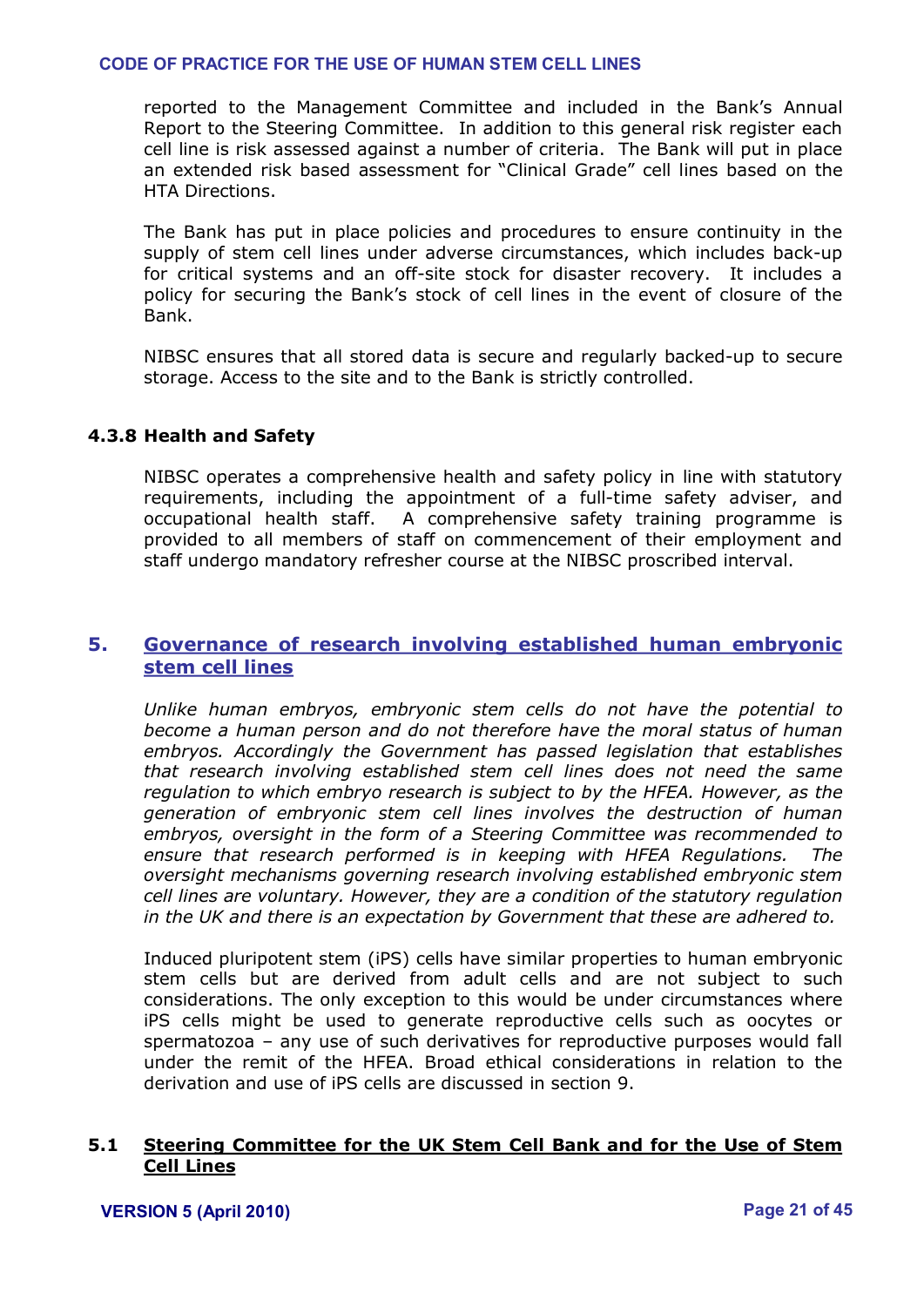reported to the Management Committee and included in the Bank's Annual Report to the Steering Committee. In addition to this general risk register each cell line is risk assessed against a number of criteria. The Bank will put in place an extended risk based assessment for "Clinical Grade" cell lines based on the HTA Directions.

The Bank has put in place policies and procedures to ensure continuity in the supply of stem cell lines under adverse circumstances, which includes back-up for critical systems and an off-site stock for disaster recovery. It includes a policy for securing the Bank's stock of cell lines in the event of closure of the Bank.

NIBSC ensures that all stored data is secure and regularly backed-up to secure storage. Access to the site and to the Bank is strictly controlled.

#### 4.3.8 Health and Safety

NIBSC operates a comprehensive health and safety policy in line with statutory requirements, including the appointment of a full-time safety adviser, and occupational health staff. A comprehensive safety training programme is provided to all members of staff on commencement of their employment and staff undergo mandatory refresher course at the NIBSC proscribed interval.

## 5. Governance of research involving established human embryonic stem cell lines

*Unlike human embryos, embryonic stem cells do not have the potential to become a human person and do not therefore have the moral status of human embryos. Accordingly the Government has passed legislation that establishes that research involving established stem cell lines does not need the same regulation to which embryo research is subject to by the HFEA. However, as the generation of embryonic stem cell lines involves the destruction of human embryos, oversight in the form of a Steering Committee was recommended to ensure that research performed is in keeping with HFEA Regulations. The oversight mechanisms governing research involving established embryonic stem cell lines are voluntary. However, they are a condition of the statutory regulation in the UK and there is an expectation by Government that these are adhered to.*

Induced pluripotent stem (iPS) cells have similar properties to human embryonic stem cells but are derived from adult cells and are not subject to such considerations. The only exception to this would be under circumstances where iPS cells might be used to generate reproductive cells such as oocytes or spermatozoa – any use of such derivatives for reproductive purposes would fall under the remit of the HFEA. Broad ethical considerations in relation to the derivation and use of iPS cells are discussed in section 9.

### 5.1 Steering Committee for the UK Stem Cell Bank and for the Use of Stem Cell Lines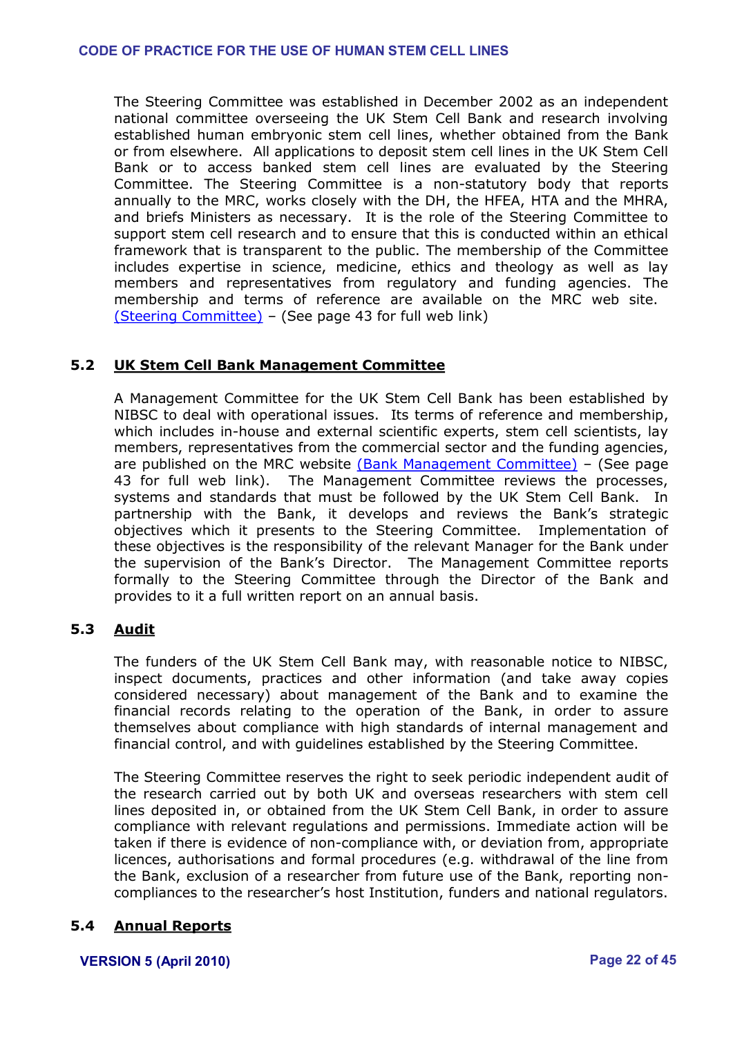The Steering Committee was established in December 2002 as an independent national committee overseeing the UK Stem Cell Bank and research involving established human embryonic stem cell lines, whether obtained from the Bank or from elsewhere. All applications to deposit stem cell lines in the UK Stem Cell Bank or to access banked stem cell lines are evaluated by the Steering Committee. The Steering Committee is a non-statutory body that reports annually to the MRC, works closely with the DH, the HFEA, HTA and the MHRA, and briefs Ministers as necessary. It is the role of the Steering Committee to support stem cell research and to ensure that this is conducted within an ethical framework that is transparent to the public. The membership of the Committee includes expertise in science, medicine, ethics and theology as well as lay members and representatives from regulatory and funding agencies. The membership and terms of reference are available on the MRC web site. (Steering Committee) – (See page 43 for full web link)

## 5.2 UK Stem Cell Bank Management Committee

A Management Committee for the UK Stem Cell Bank has been established by NIBSC to deal with operational issues. Its terms of reference and membership, which includes in-house and external scientific experts, stem cell scientists, lay members, representatives from the commercial sector and the funding agencies, are published on the MRC website (Bank Management Committee) – (See page 43 for full web link). The Management Committee reviews the processes, systems and standards that must be followed by the UK Stem Cell Bank. In partnership with the Bank, it develops and reviews the Bank's strategic objectives which it presents to the Steering Committee. Implementation of these objectives is the responsibility of the relevant Manager for the Bank under the supervision of the Bank's Director. The Management Committee reports formally to the Steering Committee through the Director of the Bank and provides to it a full written report on an annual basis.

## 5.3 Audit

The funders of the UK Stem Cell Bank may, with reasonable notice to NIBSC, inspect documents, practices and other information (and take away copies considered necessary) about management of the Bank and to examine the financial records relating to the operation of the Bank, in order to assure themselves about compliance with high standards of internal management and financial control, and with guidelines established by the Steering Committee.

The Steering Committee reserves the right to seek periodic independent audit of the research carried out by both UK and overseas researchers with stem cell lines deposited in, or obtained from the UK Stem Cell Bank, in order to assure compliance with relevant regulations and permissions. Immediate action will be taken if there is evidence of non-compliance with, or deviation from, appropriate licences, authorisations and formal procedures (e.g. withdrawal of the line from the Bank, exclusion of a researcher from future use of the Bank, reporting non-compliances to the researcher's host Institution, funders and national regulators.

## 5.4 Annual Reports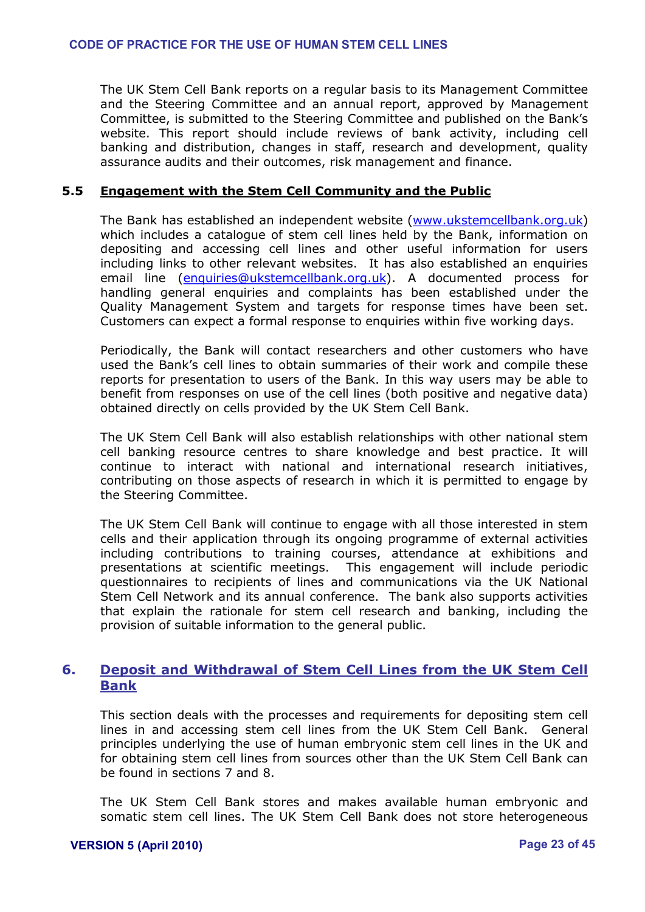The UK Stem Cell Bank reports on a regular basis to its Management Committee and the Steering Committee and an annual report, approved by Management Committee, is submitted to the Steering Committee and published on the Bank's website. This report should include reviews of bank activity, including cell banking and distribution, changes in staff, research and development, quality assurance audits and their outcomes, risk management and finance.

### 5.5 Engagement with the Stem Cell Community and the Public

The Bank has established an independent website (www.ukstemcellbank.org.uk) which includes a catalogue of stem cell lines held by the Bank, information on depositing and accessing cell lines and other useful information for users including links to other relevant websites. It has also established an enquiries email line (enquiries@ukstemcellbank.org.uk). A documented process for handling general enquiries and complaints has been established under the Quality Management System and targets for response times have been set. Customers can expect a formal response to enquiries within five working days.

Periodically, the Bank will contact researchers and other customers who have used the Bank's cell lines to obtain summaries of their work and compile these reports for presentation to users of the Bank. In this way users may be able to benefit from responses on use of the cell lines (both positive and negative data) obtained directly on cells provided by the UK Stem Cell Bank.

The UK Stem Cell Bank will also establish relationships with other national stem cell banking resource centres to share knowledge and best practice. It will continue to interact with national and international research initiatives, contributing on those aspects of research in which it is permitted to engage by the Steering Committee.

The UK Stem Cell Bank will continue to engage with all those interested in stem cells and their application through its ongoing programme of external activities including contributions to training courses, attendance at exhibitions and presentations at scientific meetings. This engagement will include periodic questionnaires to recipients of lines and communications via the UK National Stem Cell Network and its annual conference. The bank also supports activities that explain the rationale for stem cell research and banking, including the provision of suitable information to the general public.

## 6. Deposit and Withdrawal of Stem Cell Lines from the UK Stem Cell Bank

This section deals with the processes and requirements for depositing stem cell lines in and accessing stem cell lines from the UK Stem Cell Bank. General principles underlying the use of human embryonic stem cell lines in the UK and for obtaining stem cell lines from sources other than the UK Stem Cell Bank can be found in sections 7 and 8.

The UK Stem Cell Bank stores and makes available human embryonic and somatic stem cell lines. The UK Stem Cell Bank does not store heterogeneous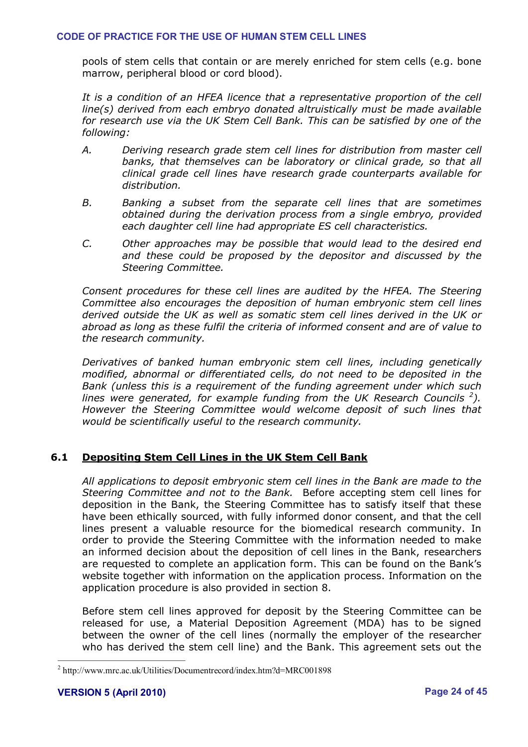pools of stem cells that contain or are merely enriched for stem cells (e.g. bone marrow, peripheral blood or cord blood).

*It is a condition of an HFEA licence that a representative proportion of the cell line(s) derived from each embryo donated altruistically must be made available for research use via the UK Stem Cell Bank. This can be satisfied by one of the following:*

*A. Deriving research grade stem cell lines for distribution from master cell banks, that themselves can be laboratory or clinical grade, so that all clinical grade cell lines have research grade counterparts available for distribution.*

*B. Banking a subset from the separate cell lines that are sometimes obtained during the derivation process from a single embryo, provided each daughter cell line had appropriate ES cell characteristics.*

*C. Other approaches may be possible that would lead to the desired end and these could be proposed by the depositor and discussed by the Steering Committee.*

*Consent procedures for these cell lines are audited by the HFEA. The Steering Committee also encourages the deposition of human embryonic stem cell lines derived outside the UK as well as somatic stem cell lines derived in the UK or abroad as long as these fulfil the criteria of informed consent and are of value to the research community.*

*Derivatives of banked human embryonic stem cell lines, including genetically modified, abnormal or differentiated cells, do not need to be deposited in the Bank (unless this is a requirement of the funding agreement under which such lines were generated, for example funding from the UK Research Councils [2]). However the Steering Committee would welcome deposit of such lines that would be scientifically useful to the research community.*

## 6.1 Depositing Stem Cell Lines in the UK Stem Cell Bank

*All applications to deposit embryonic stem cell lines in the Bank are made to the Steering Committee and not to the Bank.* Before accepting stem cell lines for deposition in the Bank, the Steering Committee has to satisfy itself that these have been ethically sourced, with fully informed donor consent, and that the cell lines present a valuable resource for the biomedical research community. In order to provide the Steering Committee with the information needed to make an informed decision about the deposition of cell lines in the Bank, researchers are requested to complete an application form. This can be found on the Bank's website together with information on the application process. Information on the application procedure is also provided in section 8.

Before stem cell lines approved for deposit by the Steering Committee can be released for use, a Material Deposition Agreement (MDA) has to be signed between the owner of the cell lines (normally the employer of the researcher who has derived the stem cell line) and the Bank. This agreement sets out the

---

[2] http://www.mrc.ac.uk/Utilities/Documentrecord/index.htm?d=MRC001898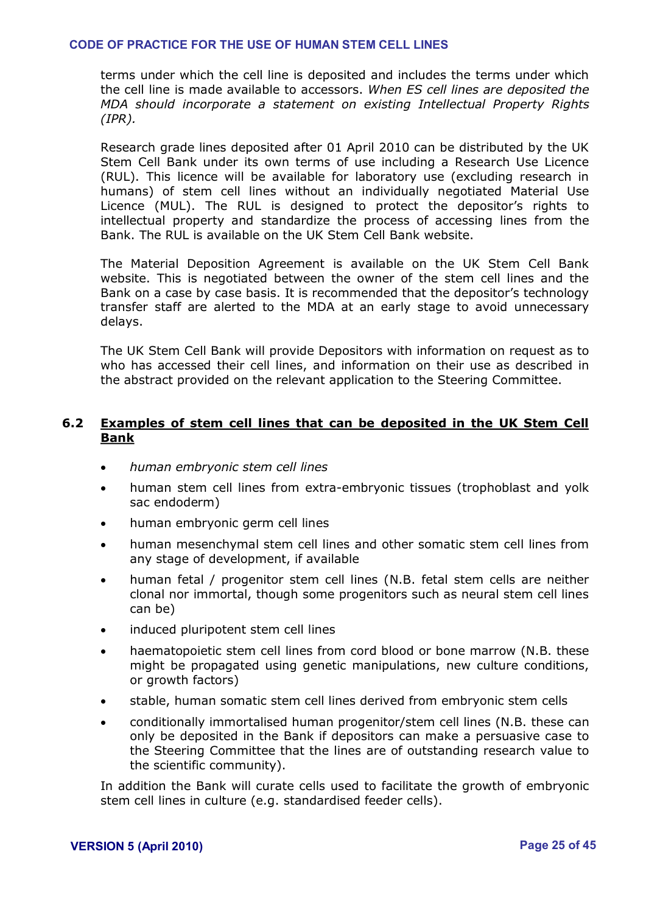terms under which the cell line is deposited and includes the terms under which the cell line is made available to accessors. *When ES cell lines are deposited the MDA should incorporate a statement on existing Intellectual Property Rights (IPR).*

Research grade lines deposited after 01 April 2010 can be distributed by the UK Stem Cell Bank under its own terms of use including a Research Use Licence (RUL). This licence will be available for laboratory use (excluding research in humans) of stem cell lines without an individually negotiated Material Use Licence (MUL). The RUL is designed to protect the depositor's rights to intellectual property and standardize the process of accessing lines from the Bank. The RUL is available on the UK Stem Cell Bank website.

The Material Deposition Agreement is available on the UK Stem Cell Bank website. This is negotiated between the owner of the stem cell lines and the Bank on a case by case basis. It is recommended that the depositor's technology transfer staff are alerted to the MDA at an early stage to avoid unnecessary delays.

The UK Stem Cell Bank will provide Depositors with information on request as to who has accessed their cell lines, and information on their use as described in the abstract provided on the relevant application to the Steering Committee.

## 6.2 Examples of stem cell lines that can be deposited in the UK Stem Cell Bank

- *human embryonic stem cell lines*
- human stem cell lines from extra-embryonic tissues (trophoblast and yolk sac endoderm)
- human embryonic germ cell lines
- human mesenchymal stem cell lines and other somatic stem cell lines from any stage of development, if available
- human fetal / progenitor stem cell lines (N.B. fetal stem cells are neither clonal nor immortal, though some progenitors such as neural stem cell lines can be)
- induced pluripotent stem cell lines
- haematopoietic stem cell lines from cord blood or bone marrow (N.B. these might be propagated using genetic manipulations, new culture conditions, or growth factors)
- stable, human somatic stem cell lines derived from embryonic stem cells
- conditionally immortalised human progenitor/stem cell lines (N.B. these can only be deposited in the Bank if depositors can make a persuasive case to the Steering Committee that the lines are of outstanding research value to the scientific community).

In addition the Bank will curate cells used to facilitate the growth of embryonic stem cell lines in culture (e.g. standardised feeder cells).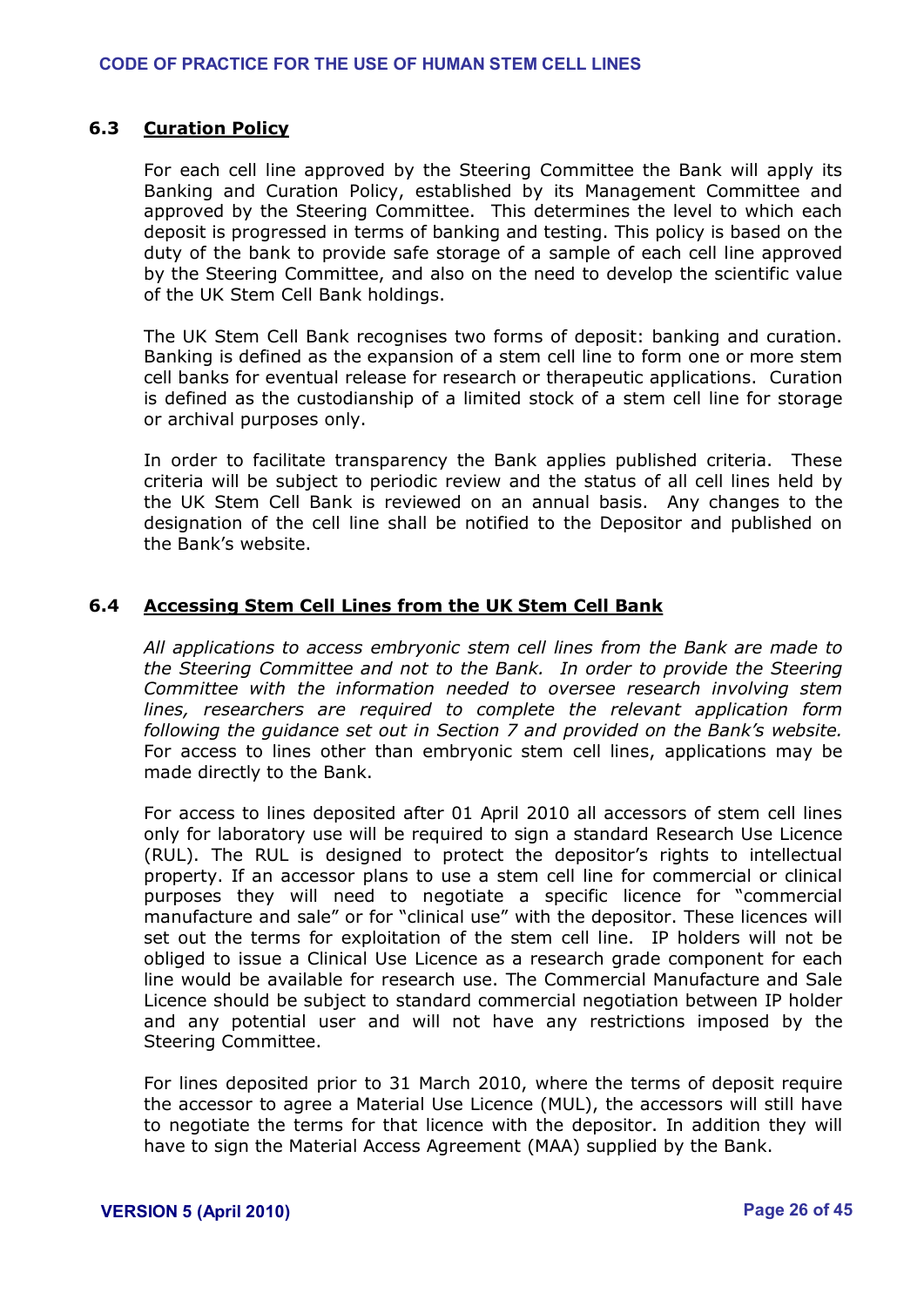### 6.3 <u>Curation Policy</u>

For each cell line approved by the Steering Committee the Bank will apply its Banking and Curation Policy, established by its Management Committee and approved by the Steering Committee. This determines the level to which each deposit is progressed in terms of banking and testing. This policy is based on the duty of the bank to provide safe storage of a sample of each cell line approved by the Steering Committee, and also on the need to develop the scientific value of the UK Stem Cell Bank holdings.

The UK Stem Cell Bank recognises two forms of deposit: banking and curation. Banking is defined as the expansion of a stem cell line to form one or more stem cell banks for eventual release for research or therapeutic applications. Curation is defined as the custodianship of a limited stock of a stem cell line for storage or archival purposes only.

In order to facilitate transparency the Bank applies published criteria. These criteria will be subject to periodic review and the status of all cell lines held by the UK Stem Cell Bank is reviewed on an annual basis. Any changes to the designation of the cell line shall be notified to the Depositor and published on the Bank's website.

### 6.4 <u>Accessing Stem Cell Lines from the UK Stem Cell Bank</u>

*All applications to access embryonic stem cell lines from the Bank are made to the Steering Committee and not to the Bank. In order to provide the Steering Committee with the information needed to oversee research involving stem lines, researchers are required to complete the relevant application form following the guidance set out in Section 7 and provided on the Bank's website.* For access to lines other than embryonic stem cell lines, applications may be made directly to the Bank.

For access to lines deposited after 01 April 2010 all accessors of stem cell lines only for laboratory use will be required to sign a standard Research Use Licence (RUL). The RUL is designed to protect the depositor's rights to intellectual property. If an accessor plans to use a stem cell line for commercial or clinical purposes they will need to negotiate a specific licence for "commercial manufacture and sale" or for "clinical use" with the depositor. These licences will set out the terms for exploitation of the stem cell line. IP holders will not be obliged to issue a Clinical Use Licence as a research grade component for each line would be available for research use. The Commercial Manufacture and Sale Licence should be subject to standard commercial negotiation between IP holder and any potential user and will not have any restrictions imposed by the Steering Committee.

For lines deposited prior to 31 March 2010, where the terms of deposit require the accessor to agree a Material Use Licence (MUL), the accessors will still have to negotiate the terms for that licence with the depositor. In addition they will have to sign the Material Access Agreement (MAA) supplied by the Bank.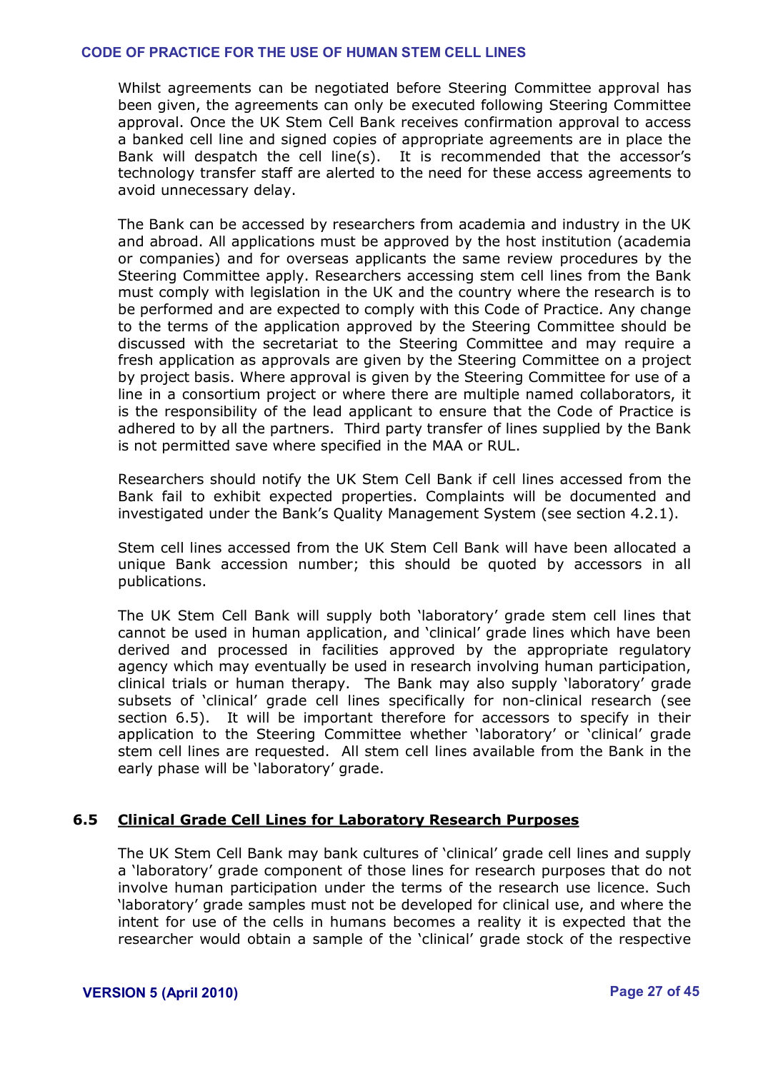Whilst agreements can be negotiated before Steering Committee approval has been given, the agreements can only be executed following Steering Committee approval. Once the UK Stem Cell Bank receives confirmation approval to access a banked cell line and signed copies of appropriate agreements are in place the Bank will despatch the cell line(s). It is recommended that the accessor's technology transfer staff are alerted to the need for these access agreements to avoid unnecessary delay.

The Bank can be accessed by researchers from academia and industry in the UK and abroad. All applications must be approved by the host institution (academia or companies) and for overseas applicants the same review procedures by the Steering Committee apply. Researchers accessing stem cell lines from the Bank must comply with legislation in the UK and the country where the research is to be performed and are expected to comply with this Code of Practice. Any change to the terms of the application approved by the Steering Committee should be discussed with the secretariat to the Steering Committee and may require a fresh application as approvals are given by the Steering Committee on a project by project basis. Where approval is given by the Steering Committee for use of a line in a consortium project or where there are multiple named collaborators, it is the responsibility of the lead applicant to ensure that the Code of Practice is adhered to by all the partners. Third party transfer of lines supplied by the Bank is not permitted save where specified in the MAA or RUL.

Researchers should notify the UK Stem Cell Bank if cell lines accessed from the Bank fail to exhibit expected properties. Complaints will be documented and investigated under the Bank's Quality Management System (see section 4.2.1).

Stem cell lines accessed from the UK Stem Cell Bank will have been allocated a unique Bank accession number; this should be quoted by accessors in all publications.

The UK Stem Cell Bank will supply both 'laboratory' grade stem cell lines that cannot be used in human application, and 'clinical' grade lines which have been derived and processed in facilities approved by the appropriate regulatory agency which may eventually be used in research involving human participation, clinical trials or human therapy. The Bank may also supply 'laboratory' grade subsets of 'clinical' grade cell lines specifically for non-clinical research (see section 6.5). It will be important therefore for accessors to specify in their application to the Steering Committee whether 'laboratory' or 'clinical' grade stem cell lines are requested. All stem cell lines available from the Bank in the early phase will be 'laboratory' grade.

## 6.5 Clinical Grade Cell Lines for Laboratory Research Purposes

The UK Stem Cell Bank may bank cultures of 'clinical' grade cell lines and supply a 'laboratory' grade component of those lines for research purposes that do not involve human participation under the terms of the research use licence. Such 'laboratory' grade samples must not be developed for clinical use, and where the intent for use of the cells in humans becomes a reality it is expected that the researcher would obtain a sample of the 'clinical' grade stock of the respective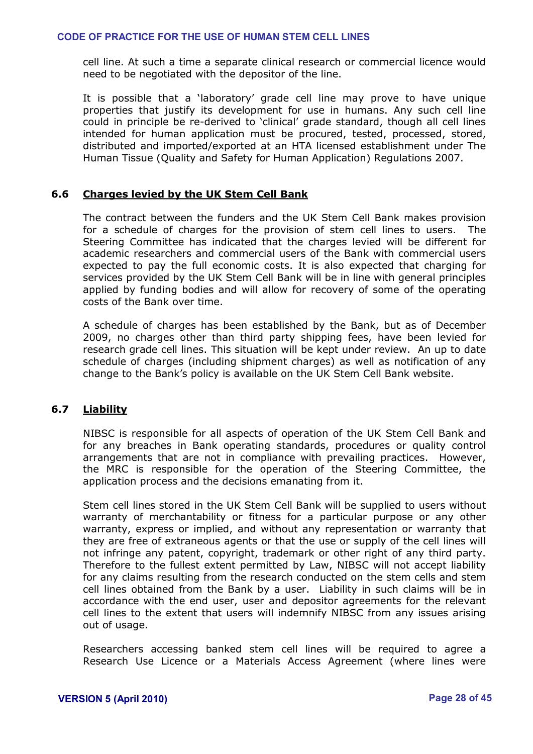cell line. At such a time a separate clinical research or commercial licence would need to be negotiated with the depositor of the line.

It is possible that a 'laboratory' grade cell line may prove to have unique properties that justify its development for use in humans. Any such cell line could in principle be re-derived to 'clinical' grade standard, though all cell lines intended for human application must be procured, tested, processed, stored, distributed and imported/exported at an HTA licensed establishment under The Human Tissue (Quality and Safety for Human Application) Regulations 2007.

### 6.6 Charges levied by the UK Stem Cell Bank

The contract between the funders and the UK Stem Cell Bank makes provision for a schedule of charges for the provision of stem cell lines to users. The Steering Committee has indicated that the charges levied will be different for academic researchers and commercial users of the Bank with commercial users expected to pay the full economic costs. It is also expected that charging for services provided by the UK Stem Cell Bank will be in line with general principles applied by funding bodies and will allow for recovery of some of the operating costs of the Bank over time.

A schedule of charges has been established by the Bank, but as of December 2009, no charges other than third party shipping fees, have been levied for research grade cell lines. This situation will be kept under review. An up to date schedule of charges (including shipment charges) as well as notification of any change to the Bank's policy is available on the UK Stem Cell Bank website.

### 6.7 Liability

NIBSC is responsible for all aspects of operation of the UK Stem Cell Bank and for any breaches in Bank operating standards, procedures or quality control arrangements that are not in compliance with prevailing practices. However, the MRC is responsible for the operation of the Steering Committee, the application process and the decisions emanating from it.

Stem cell lines stored in the UK Stem Cell Bank will be supplied to users without warranty of merchantability or fitness for a particular purpose or any other warranty, express or implied, and without any representation or warranty that they are free of extraneous agents or that the use or supply of the cell lines will not infringe any patent, copyright, trademark or other right of any third party. Therefore to the fullest extent permitted by Law, NIBSC will not accept liability for any claims resulting from the research conducted on the stem cells and stem cell lines obtained from the Bank by a user. Liability in such claims will be in accordance with the end user, user and depositor agreements for the relevant cell lines to the extent that users will indemnify NIBSC from any issues arising out of usage.

Researchers accessing banked stem cell lines will be required to agree a Research Use Licence or a Materials Access Agreement (where lines were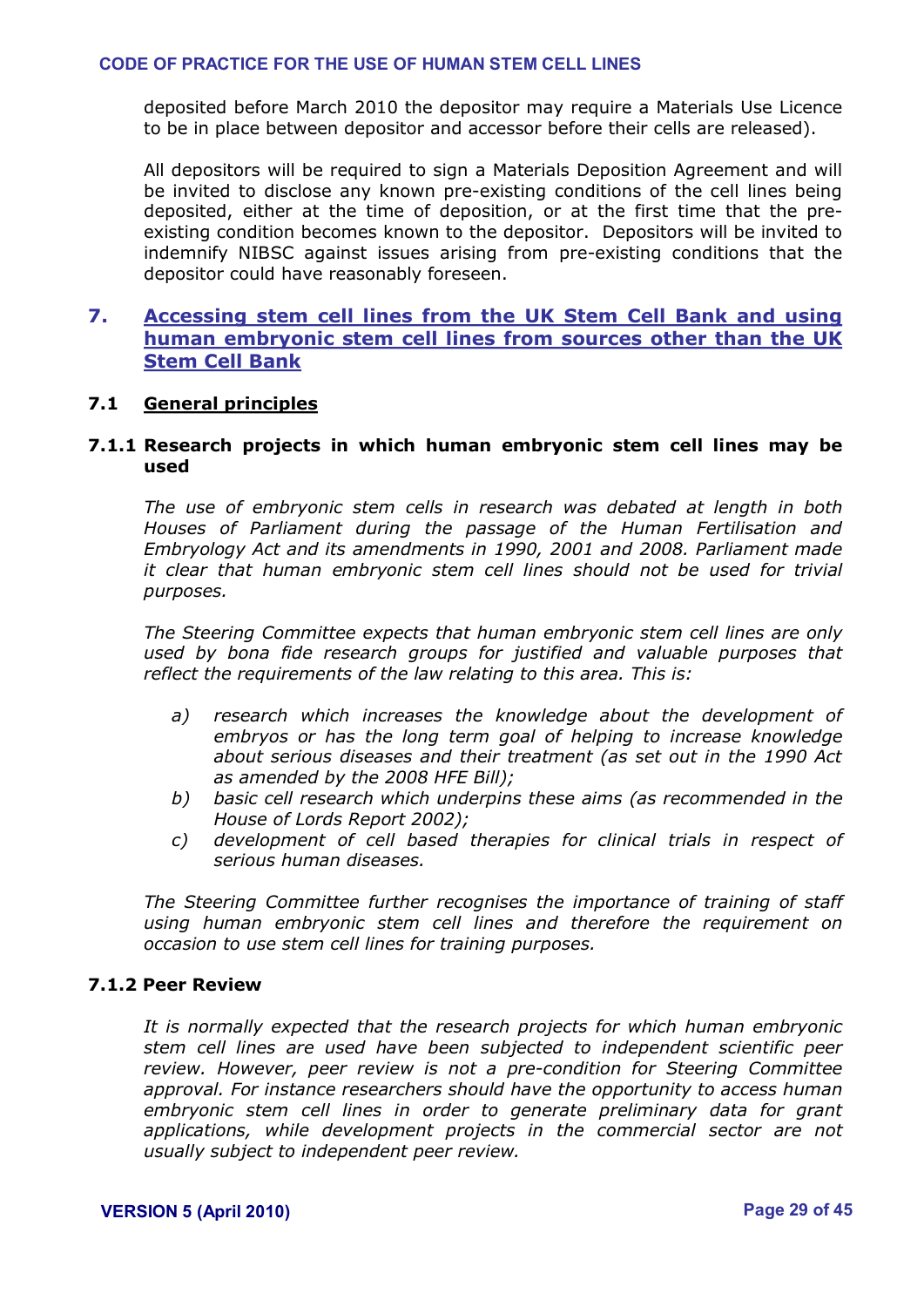deposited before March 2010 the depositor may require a Materials Use Licence to be in place between depositor and accessor before their cells are released).

All depositors will be required to sign a Materials Deposition Agreement and will be invited to disclose any known pre-existing conditions of the cell lines being deposited, either at the time of deposition, or at the first time that the pre-existing condition becomes known to the depositor. Depositors will be invited to indemnify NIBSC against issues arising from pre-existing conditions that the depositor could have reasonably foreseen.

## 7. Accessing stem cell lines from the UK Stem Cell Bank and using human embryonic stem cell lines from sources other than the UK Stem Cell Bank

### 7.1 General principles

#### 7.1.1 Research projects in which human embryonic stem cell lines may be used

*The use of embryonic stem cells in research was debated at length in both Houses of Parliament during the passage of the Human Fertilisation and Embryology Act and its amendments in 1990, 2001 and 2008. Parliament made it clear that human embryonic stem cell lines should not be used for trivial purposes.*

*The Steering Committee expects that human embryonic stem cell lines are only used by bona fide research groups for justified and valuable purposes that reflect the requirements of the law relating to this area. This is:*

*a) research which increases the knowledge about the development of embryos or has the long term goal of helping to increase knowledge about serious diseases and their treatment (as set out in the 1990 Act as amended by the 2008 HFE Bill);*

*b) basic cell research which underpins these aims (as recommended in the House of Lords Report 2002);*

*c) development of cell based therapies for clinical trials in respect of serious human diseases.*

*The Steering Committee further recognises the importance of training of staff using human embryonic stem cell lines and therefore the requirement on occasion to use stem cell lines for training purposes.*

#### 7.1.2 Peer Review

*It is normally expected that the research projects for which human embryonic stem cell lines are used have been subjected to independent scientific peer review. However, peer review is not a pre-condition for Steering Committee approval. For instance researchers should have the opportunity to access human embryonic stem cell lines in order to generate preliminary data for grant applications, while development projects in the commercial sector are not usually subject to independent peer review.*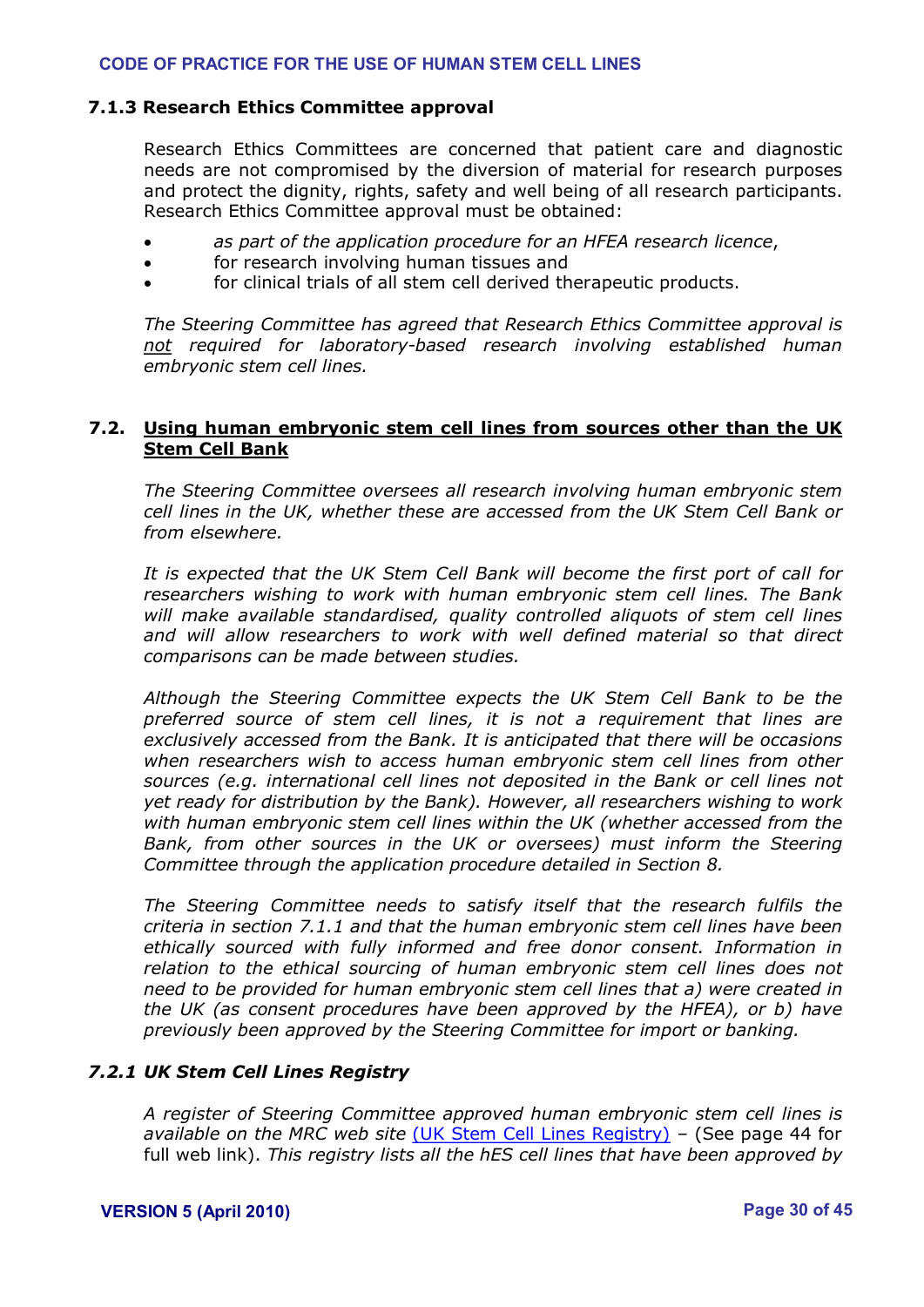### 7.1.3 Research Ethics Committee approval

Research Ethics Committees are concerned that patient care and diagnostic needs are not compromised by the diversion of material for research purposes and protect the dignity, rights, safety and well being of all research participants. Research Ethics Committee approval must be obtained:

- *as part of the application procedure for an HFEA research licence*,
- for research involving human tissues and
- for clinical trials of all stem cell derived therapeutic products.

*The Steering Committee has agreed that Research Ethics Committee approval is <u>not</u> required for laboratory-based research involving established human embryonic stem cell lines.*

## 7.2. <u>Using human embryonic stem cell lines from sources other than the UK Stem Cell Bank</u>

*The Steering Committee oversees all research involving human embryonic stem cell lines in the UK, whether these are accessed from the UK Stem Cell Bank or from elsewhere.*

*It is expected that the UK Stem Cell Bank will become the first port of call for researchers wishing to work with human embryonic stem cell lines. The Bank will make available standardised, quality controlled aliquots of stem cell lines and will allow researchers to work with well defined material so that direct comparisons can be made between studies.*

*Although the Steering Committee expects the UK Stem Cell Bank to be the preferred source of stem cell lines, it is not a requirement that lines are exclusively accessed from the Bank. It is anticipated that there will be occasions when researchers wish to access human embryonic stem cell lines from other sources (e.g. international cell lines not deposited in the Bank or cell lines not yet ready for distribution by the Bank). However, all researchers wishing to work with human embryonic stem cell lines within the UK (whether accessed from the Bank, from other sources in the UK or oversees) must inform the Steering Committee through the application procedure detailed in Section 8.*

*The Steering Committee needs to satisfy itself that the research fulfils the criteria in section 7.1.1 and that the human embryonic stem cell lines have been ethically sourced with fully informed and free donor consent. Information in relation to the ethical sourcing of human embryonic stem cell lines does not need to be provided for human embryonic stem cell lines that a) were created in the UK (as consent procedures have been approved by the HFEA), or b) have previously been approved by the Steering Committee for import or banking.*

### *7.2.1 UK Stem Cell Lines Registry*

*A register of Steering Committee approved human embryonic stem cell lines is available on the MRC web site* [(UK Stem Cell Lines Registry)]() – (See page 44 for full web link). *This registry lists all the hES cell lines that have been approved by*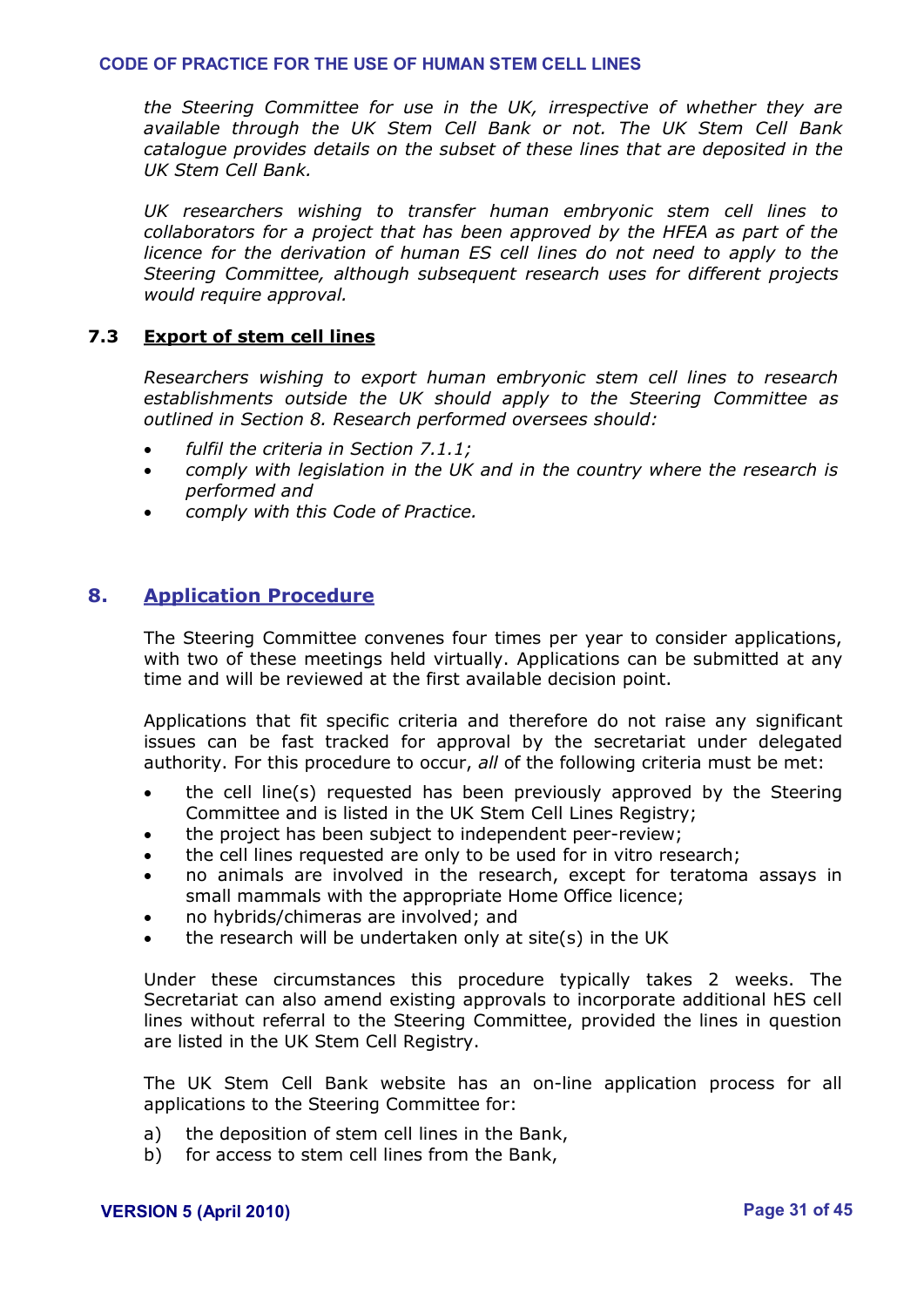*the Steering Committee for use in the UK, irrespective of whether they are available through the UK Stem Cell Bank or not. The UK Stem Cell Bank catalogue provides details on the subset of these lines that are deposited in the UK Stem Cell Bank.*

*UK researchers wishing to transfer human embryonic stem cell lines to collaborators for a project that has been approved by the HFEA as part of the licence for the derivation of human ES cell lines do not need to apply to the Steering Committee, although subsequent research uses for different projects would require approval.*

### 7.3 Export of stem cell lines

*Researchers wishing to export human embryonic stem cell lines to research establishments outside the UK should apply to the Steering Committee as outlined in Section 8. Research performed oversees should:*

- *fulfil the criteria in Section 7.1.1;*
- *comply with legislation in the UK and in the country where the research is performed and*
- *comply with this Code of Practice.*

## 8. Application Procedure

The Steering Committee convenes four times per year to consider applications, with two of these meetings held virtually. Applications can be submitted at any time and will be reviewed at the first available decision point.

Applications that fit specific criteria and therefore do not raise any significant issues can be fast tracked for approval by the secretariat under delegated authority. For this procedure to occur, *all* of the following criteria must be met:

- the cell line(s) requested has been previously approved by the Steering Committee and is listed in the UK Stem Cell Lines Registry;
- the project has been subject to independent peer-review;
- the cell lines requested are only to be used for in vitro research;
- no animals are involved in the research, except for teratoma assays in small mammals with the appropriate Home Office licence;
- no hybrids/chimeras are involved; and
- the research will be undertaken only at site(s) in the UK

Under these circumstances this procedure typically takes 2 weeks. The Secretariat can also amend existing approvals to incorporate additional hES cell lines without referral to the Steering Committee, provided the lines in question are listed in the UK Stem Cell Registry.

The UK Stem Cell Bank website has an on-line application process for all applications to the Steering Committee for:

a) the deposition of stem cell lines in the Bank,
b) for access to stem cell lines from the Bank,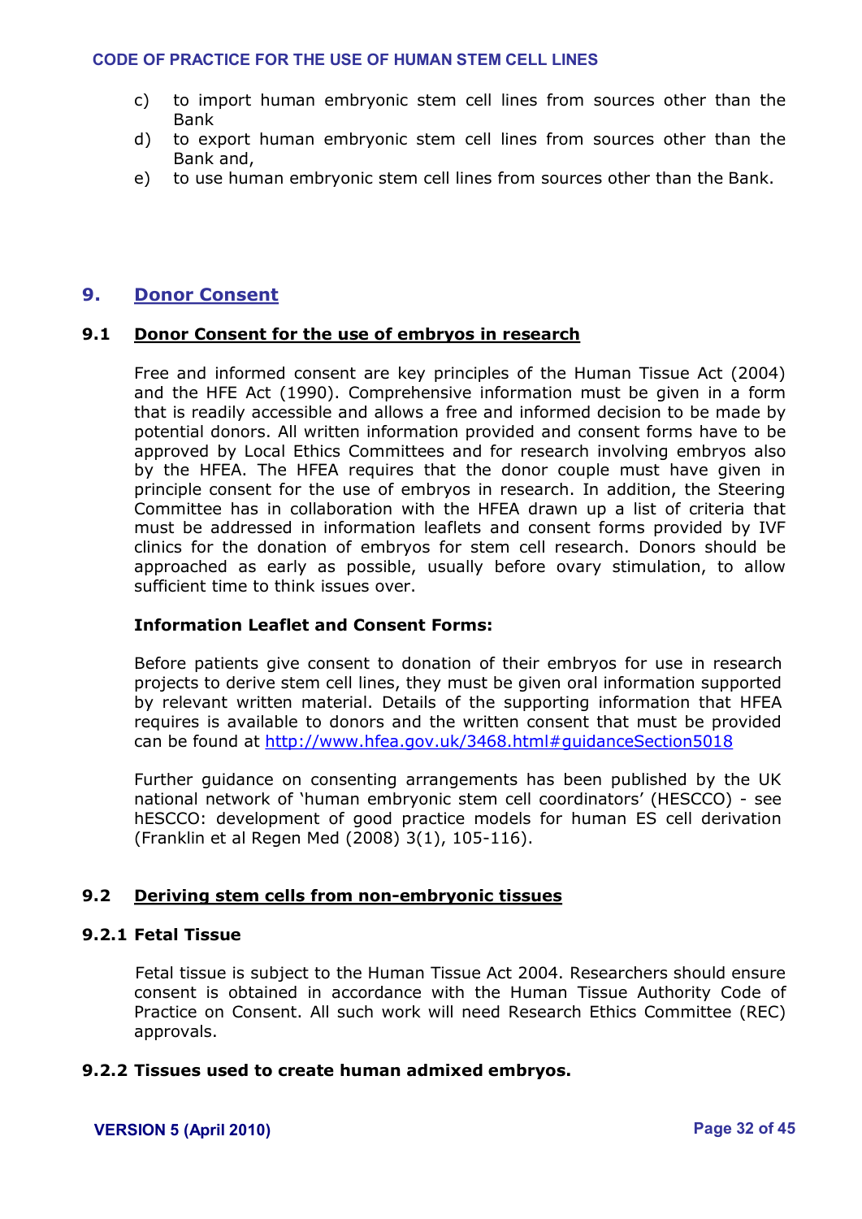c) to import human embryonic stem cell lines from sources other than the Bank
d) to export human embryonic stem cell lines from sources other than the Bank and,
e) to use human embryonic stem cell lines from sources other than the Bank.

## 9. Donor Consent

### 9.1 Donor Consent for the use of embryos in research

Free and informed consent are key principles of the Human Tissue Act (2004) and the HFE Act (1990). Comprehensive information must be given in a form that is readily accessible and allows a free and informed decision to be made by potential donors. All written information provided and consent forms have to be approved by Local Ethics Committees and for research involving embryos also by the HFEA. The HFEA requires that the donor couple must have given in principle consent for the use of embryos in research. In addition, the Steering Committee has in collaboration with the HFEA drawn up a list of criteria that must be addressed in information leaflets and consent forms provided by IVF clinics for the donation of embryos for stem cell research. Donors should be approached as early as possible, usually before ovary stimulation, to allow sufficient time to think issues over.

**Information Leaflet and Consent Forms:**

Before patients give consent to donation of their embryos for use in research projects to derive stem cell lines, they must be given oral information supported by relevant written material. Details of the supporting information that HFEA requires is available to donors and the written consent that must be provided can be found at http://www.hfea.gov.uk/3468.html#guidanceSection5018

Further guidance on consenting arrangements has been published by the UK national network of 'human embryonic stem cell coordinators' (HESCCO) - see hESCCO: development of good practice models for human ES cell derivation (Franklin et al Regen Med (2008) 3(1), 105-116).

### 9.2 Deriving stem cells from non-embryonic tissues

#### 9.2.1 Fetal Tissue

Fetal tissue is subject to the Human Tissue Act 2004. Researchers should ensure consent is obtained in accordance with the Human Tissue Authority Code of Practice on Consent. All such work will need Research Ethics Committee (REC) approvals.

#### 9.2.2 Tissues used to create human admixed embryos.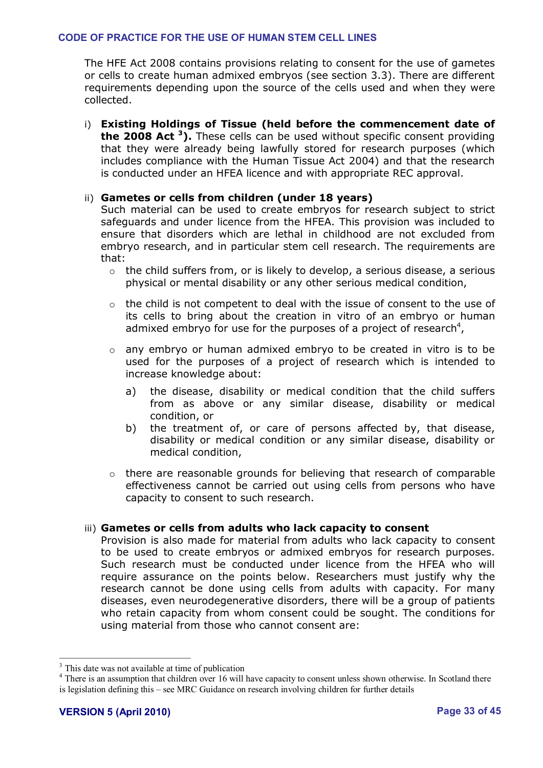The HFE Act 2008 contains provisions relating to consent for the use of gametes or cells to create human admixed embryos (see section 3.3). There are different requirements depending upon the source of the cells used and when they were collected.

i) **Existing Holdings of Tissue (held before the commencement date of the 2008 Act [3]).** These cells can be used without specific consent providing that they were already being lawfully stored for research purposes (which includes compliance with the Human Tissue Act 2004) and that the research is conducted under an HFEA licence and with appropriate REC approval.

ii) **Gametes or cells from children (under 18 years)**
Such material can be used to create embryos for research subject to strict safeguards and under licence from the HFEA. This provision was included to ensure that disorders which are lethal in childhood are not excluded from embryo research, and in particular stem cell research. The requirements are that:

- the child suffers from, or is likely to develop, a serious disease, a serious physical or mental disability or any other serious medical condition,
- the child is not competent to deal with the issue of consent to the use of its cells to bring about the creation in vitro of an embryo or human admixed embryo for use for the purposes of a project of research[4],
- any embryo or human admixed embryo to be created in vitro is to be used for the purposes of a project of research which is intended to increase knowledge about:
  a) the disease, disability or medical condition that the child suffers from as above or any similar disease, disability or medical condition, or
  b) the treatment of, or care of persons affected by, that disease, disability or medical condition or any similar disease, disability or medical condition,
- there are reasonable grounds for believing that research of comparable effectiveness cannot be carried out using cells from persons who have capacity to consent to such research.

iii) **Gametes or cells from adults who lack capacity to consent**
Provision is also made for material from adults who lack capacity to consent to be used to create embryos or admixed embryos for research purposes. Such research must be conducted under licence from the HFEA who will require assurance on the points below. Researchers must justify why the research cannot be done using cells from adults with capacity. For many diseases, even neurodegenerative disorders, there will be a group of patients who retain capacity from whom consent could be sought. The conditions for using material from those who cannot consent are:

---

[3] This date was not available at time of publication

[4] There is an assumption that children over 16 will have capacity to consent unless shown otherwise. In Scotland there is legislation defining this – see MRC Guidance on research involving children for further details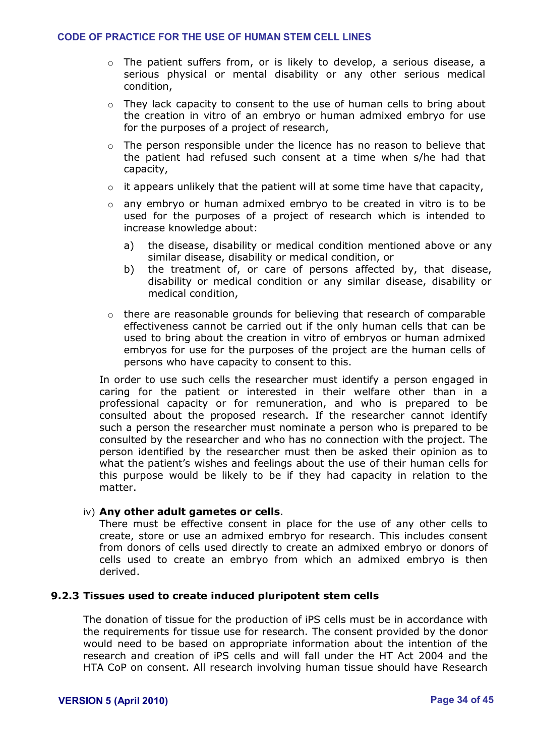- The patient suffers from, or is likely to develop, a serious disease, a serious physical or mental disability or any other serious medical condition,
- They lack capacity to consent to the use of human cells to bring about the creation in vitro of an embryo or human admixed embryo for use for the purposes of a project of research,
- The person responsible under the licence has no reason to believe that the patient had refused such consent at a time when s/he had that capacity,
- it appears unlikely that the patient will at some time have that capacity,
- any embryo or human admixed embryo to be created in vitro is to be used for the purposes of a project of research which is intended to increase knowledge about:
  - a) the disease, disability or medical condition mentioned above or any similar disease, disability or medical condition, or
  - b) the treatment of, or care of persons affected by, that disease, disability or medical condition or any similar disease, disability or medical condition,
- there are reasonable grounds for believing that research of comparable effectiveness cannot be carried out if the only human cells that can be used to bring about the creation in vitro of embryos or human admixed embryos for use for the purposes of the project are the human cells of persons who have capacity to consent to this.

In order to use such cells the researcher must identify a person engaged in caring for the patient or interested in their welfare other than in a professional capacity or for remuneration, and who is prepared to be consulted about the proposed research. If the researcher cannot identify such a person the researcher must nominate a person who is prepared to be consulted by the researcher and who has no connection with the project. The person identified by the researcher must then be asked their opinion as to what the patient's wishes and feelings about the use of their human cells for this purpose would be likely to be if they had capacity in relation to the matter.

iv) **Any other adult gametes or cells**.
There must be effective consent in place for the use of any other cells to create, store or use an admixed embryo for research. This includes consent from donors of cells used directly to create an admixed embryo or donors of cells used to create an embryo from which an admixed embryo is then derived.

### 9.2.3 Tissues used to create induced pluripotent stem cells

The donation of tissue for the production of iPS cells must be in accordance with the requirements for tissue use for research. The consent provided by the donor would need to be based on appropriate information about the intention of the research and creation of iPS cells and will fall under the HT Act 2004 and the HTA CoP on consent. All research involving human tissue should have Research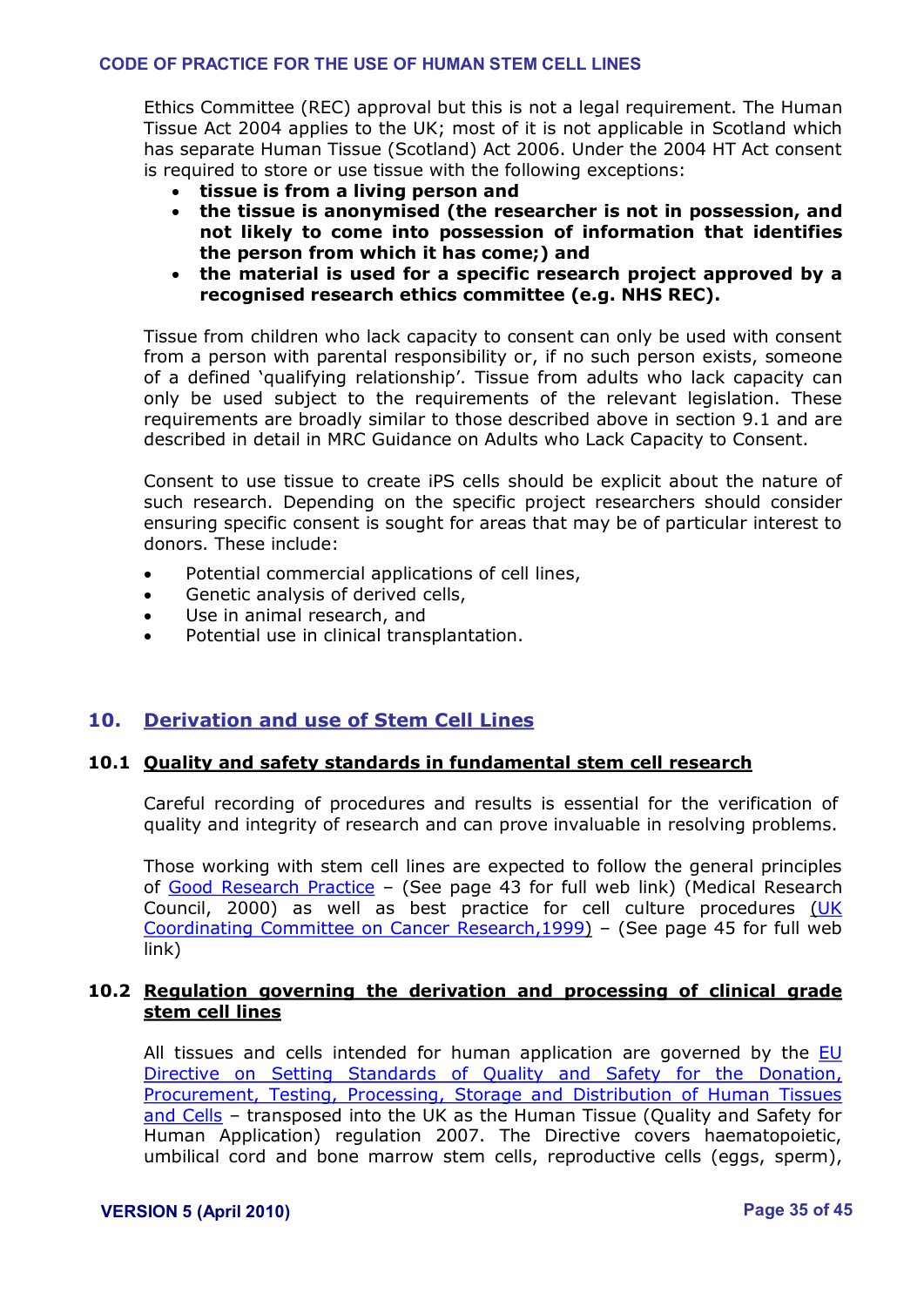Ethics Committee (REC) approval but this is not a legal requirement. The Human Tissue Act 2004 applies to the UK; most of it is not applicable in Scotland which has separate Human Tissue (Scotland) Act 2006. Under the 2004 HT Act consent is required to store or use tissue with the following exceptions:

- **tissue is from a living person and**
- **the tissue is anonymised (the researcher is not in possession, and not likely to come into possession of information that identifies the person from which it has come;) and**
- **the material is used for a specific research project approved by a recognised research ethics committee (e.g. NHS REC).**

Tissue from children who lack capacity to consent can only be used with consent from a person with parental responsibility or, if no such person exists, someone of a defined 'qualifying relationship'. Tissue from adults who lack capacity can only be used subject to the requirements of the relevant legislation. These requirements are broadly similar to those described above in section 9.1 and are described in detail in MRC Guidance on Adults who Lack Capacity to Consent.

Consent to use tissue to create iPS cells should be explicit about the nature of such research. Depending on the specific project researchers should consider ensuring specific consent is sought for areas that may be of particular interest to donors. These include:

- Potential commercial applications of cell lines,
- Genetic analysis of derived cells,
- Use in animal research, and
- Potential use in clinical transplantation.

## 10. Derivation and use of Stem Cell Lines

### 10.1 Quality and safety standards in fundamental stem cell research

Careful recording of procedures and results is essential for the verification of quality and integrity of research and can prove invaluable in resolving problems.

Those working with stem cell lines are expected to follow the general principles of Good Research Practice – (See page 43 for full web link) (Medical Research Council, 2000) as well as best practice for cell culture procedures (UK Coordinating Committee on Cancer Research,1999) – (See page 45 for full web link)

### 10.2 Regulation governing the derivation and processing of clinical grade stem cell lines

All tissues and cells intended for human application are governed by the EU Directive on Setting Standards of Quality and Safety for the Donation, Procurement, Testing, Processing, Storage and Distribution of Human Tissues and Cells – transposed into the UK as the Human Tissue (Quality and Safety for Human Application) regulation 2007. The Directive covers haematopoietic, umbilical cord and bone marrow stem cells, reproductive cells (eggs, sperm),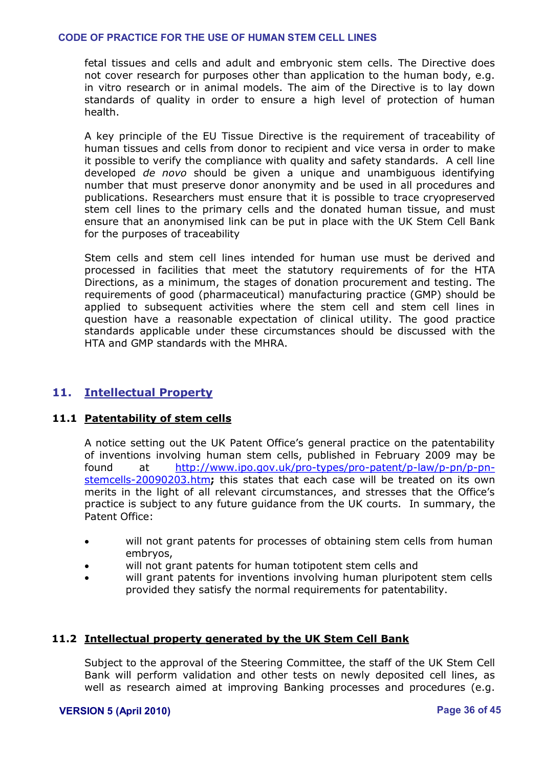fetal tissues and cells and adult and embryonic stem cells. The Directive does not cover research for purposes other than application to the human body, e.g. in vitro research or in animal models. The aim of the Directive is to lay down standards of quality in order to ensure a high level of protection of human health.

A key principle of the EU Tissue Directive is the requirement of traceability of human tissues and cells from donor to recipient and vice versa in order to make it possible to verify the compliance with quality and safety standards. A cell line developed *de novo* should be given a unique and unambiguous identifying number that must preserve donor anonymity and be used in all procedures and publications. Researchers must ensure that it is possible to trace cryopreserved stem cell lines to the primary cells and the donated human tissue, and must ensure that an anonymised link can be put in place with the UK Stem Cell Bank for the purposes of traceability

Stem cells and stem cell lines intended for human use must be derived and processed in facilities that meet the statutory requirements of for the HTA Directions, as a minimum, the stages of donation procurement and testing. The requirements of good (pharmaceutical) manufacturing practice (GMP) should be applied to subsequent activities where the stem cell and stem cell lines in question have a reasonable expectation of clinical utility. The good practice standards applicable under these circumstances should be discussed with the HTA and GMP standards with the MHRA.

## 11. Intellectual Property

### 11.1 Patentability of stem cells

A notice setting out the UK Patent Office's general practice on the patentability of inventions involving human stem cells, published in February 2009 may be found at http://www.ipo.gov.uk/pro-types/pro-patent/p-law/p-pn/p-pn-stemcells-20090203.htm**;** this states that each case will be treated on its own merits in the light of all relevant circumstances, and stresses that the Office's practice is subject to any future guidance from the UK courts. In summary, the Patent Office:

- will not grant patents for processes of obtaining stem cells from human embryos,
- will not grant patents for human totipotent stem cells and
- will grant patents for inventions involving human pluripotent stem cells provided they satisfy the normal requirements for patentability.

### 11.2 Intellectual property generated by the UK Stem Cell Bank

Subject to the approval of the Steering Committee, the staff of the UK Stem Cell Bank will perform validation and other tests on newly deposited cell lines, as well as research aimed at improving Banking processes and procedures (e.g.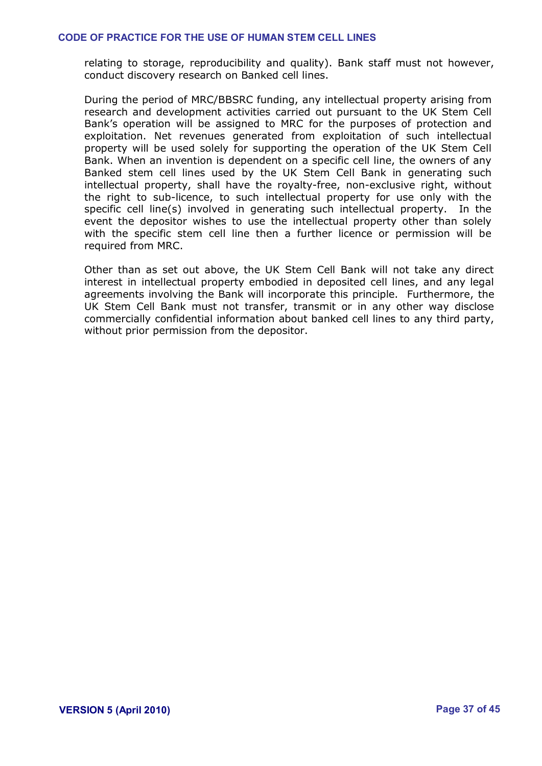relating to storage, reproducibility and quality). Bank staff must not however, conduct discovery research on Banked cell lines.

During the period of MRC/BBSRC funding, any intellectual property arising from research and development activities carried out pursuant to the UK Stem Cell Bank's operation will be assigned to MRC for the purposes of protection and exploitation. Net revenues generated from exploitation of such intellectual property will be used solely for supporting the operation of the UK Stem Cell Bank. When an invention is dependent on a specific cell line, the owners of any Banked stem cell lines used by the UK Stem Cell Bank in generating such intellectual property, shall have the royalty-free, non-exclusive right, without the right to sub-licence, to such intellectual property for use only with the specific cell line(s) involved in generating such intellectual property. In the event the depositor wishes to use the intellectual property other than solely with the specific stem cell line then a further licence or permission will be required from MRC.

Other than as set out above, the UK Stem Cell Bank will not take any direct interest in intellectual property embodied in deposited cell lines, and any legal agreements involving the Bank will incorporate this principle. Furthermore, the UK Stem Cell Bank must not transfer, transmit or in any other way disclose commercially confidential information about banked cell lines to any third party, without prior permission from the depositor.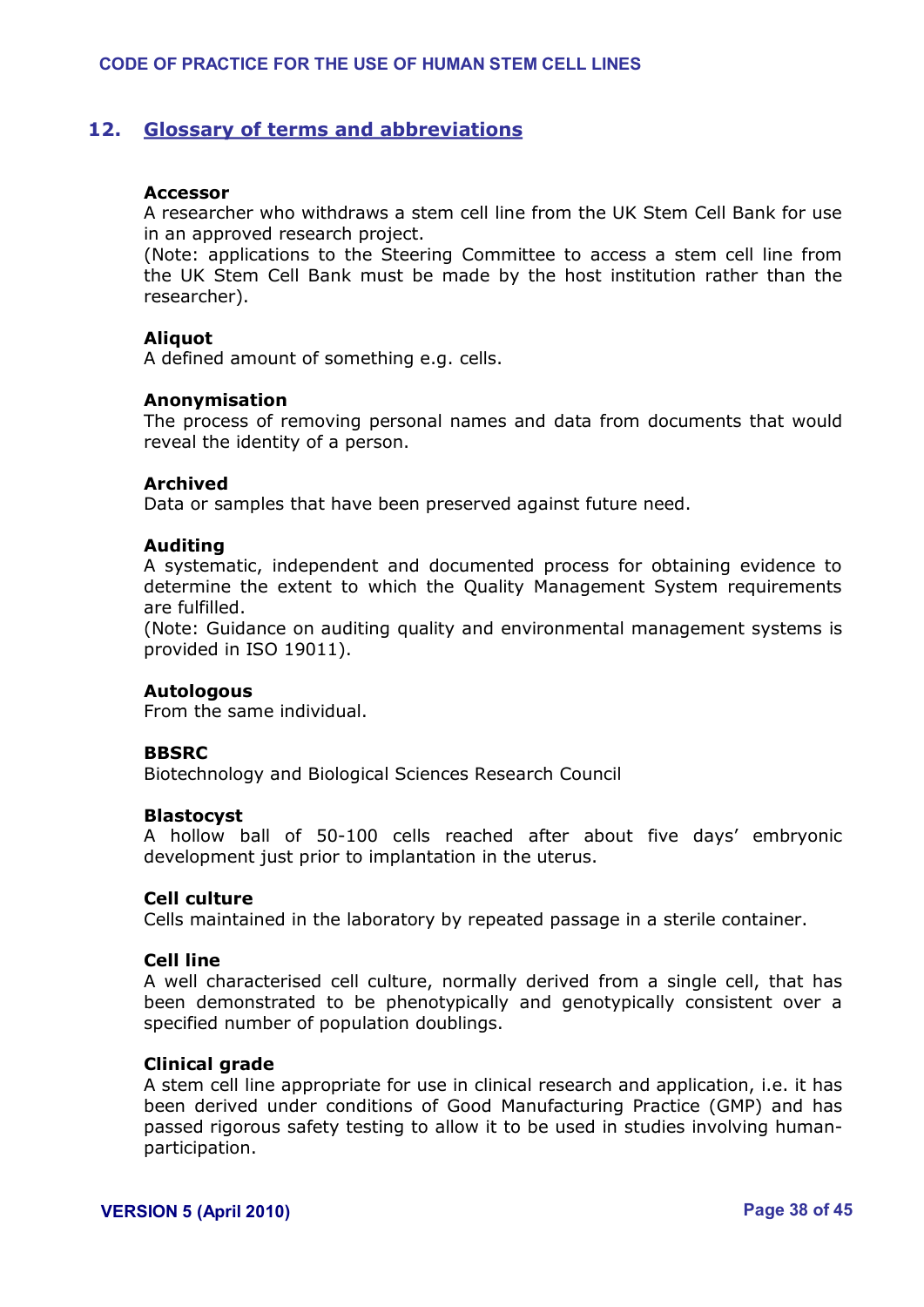## 12. Glossary of terms and abbreviations

**Accessor**
A researcher who withdraws a stem cell line from the UK Stem Cell Bank for use in an approved research project.
(Note: applications to the Steering Committee to access a stem cell line from the UK Stem Cell Bank must be made by the host institution rather than the researcher).

**Aliquot**
A defined amount of something e.g. cells.

**Anonymisation**
The process of removing personal names and data from documents that would reveal the identity of a person.

**Archived**
Data or samples that have been preserved against future need.

**Auditing**
A systematic, independent and documented process for obtaining evidence to determine the extent to which the Quality Management System requirements are fulfilled.
(Note: Guidance on auditing quality and environmental management systems is provided in ISO 19011).

**Autologous**
From the same individual.

**BBSRC**
Biotechnology and Biological Sciences Research Council

**Blastocyst**
A hollow ball of 50-100 cells reached after about five days' embryonic development just prior to implantation in the uterus.

**Cell culture**
Cells maintained in the laboratory by repeated passage in a sterile container.

**Cell line**
A well characterised cell culture, normally derived from a single cell, that has been demonstrated to be phenotypically and genotypically consistent over a specified number of population doublings.

**Clinical grade**
A stem cell line appropriate for use in clinical research and application, i.e. it has been derived under conditions of Good Manufacturing Practice (GMP) and has passed rigorous safety testing to allow it to be used in studies involving human-participation.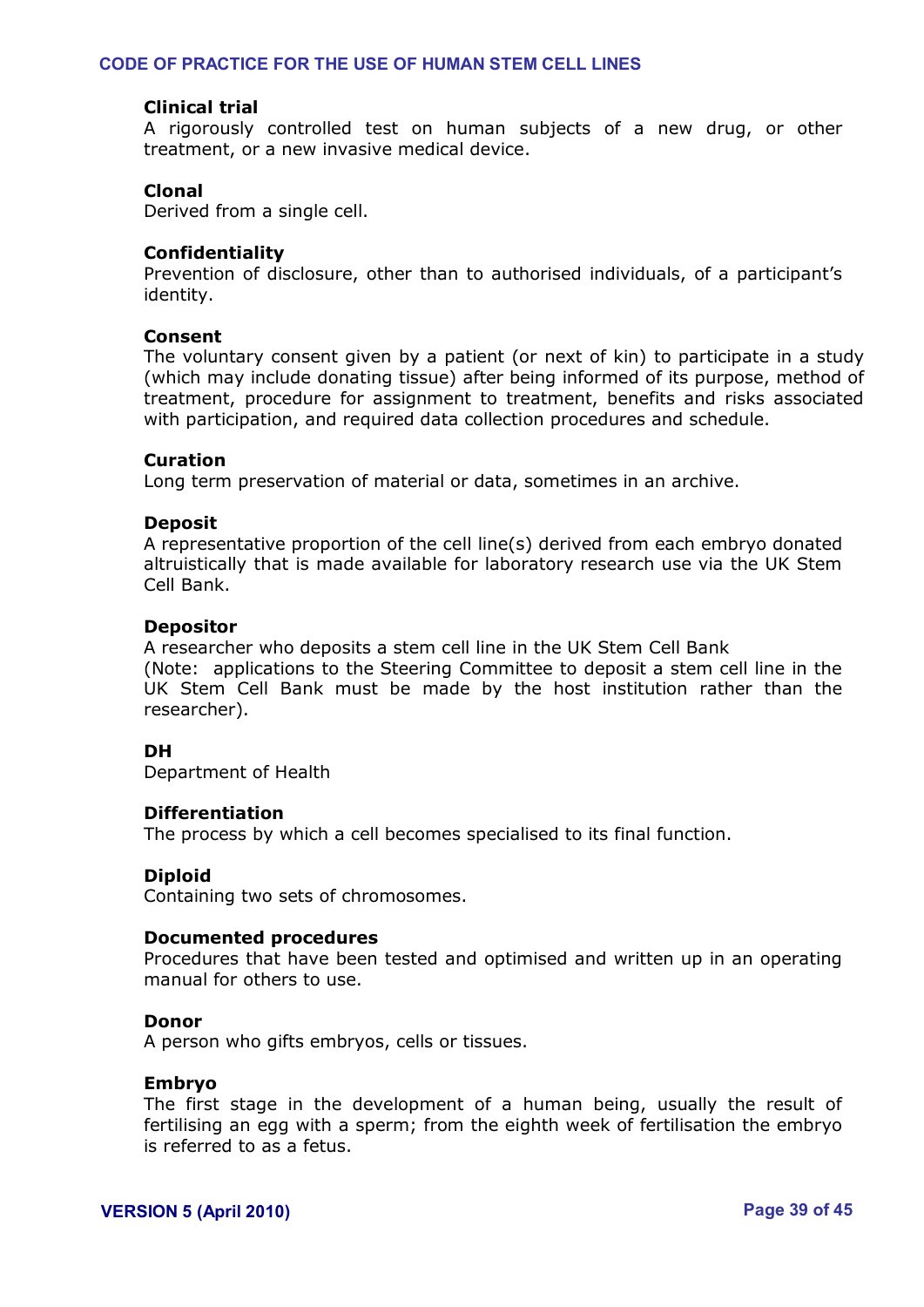**Clinical trial**
A rigorously controlled test on human subjects of a new drug, or other treatment, or a new invasive medical device.

**Clonal**
Derived from a single cell.

**Confidentiality**
Prevention of disclosure, other than to authorised individuals, of a participant's identity.

**Consent**
The voluntary consent given by a patient (or next of kin) to participate in a study (which may include donating tissue) after being informed of its purpose, method of treatment, procedure for assignment to treatment, benefits and risks associated with participation, and required data collection procedures and schedule.

**Curation**
Long term preservation of material or data, sometimes in an archive.

**Deposit**
A representative proportion of the cell line(s) derived from each embryo donated altruistically that is made available for laboratory research use via the UK Stem Cell Bank.

**Depositor**
A researcher who deposits a stem cell line in the UK Stem Cell Bank
(Note: applications to the Steering Committee to deposit a stem cell line in the UK Stem Cell Bank must be made by the host institution rather than the researcher).

**DH**
Department of Health

**Differentiation**
The process by which a cell becomes specialised to its final function.

**Diploid**
Containing two sets of chromosomes.

**Documented procedures**
Procedures that have been tested and optimised and written up in an operating manual for others to use.

**Donor**
A person who gifts embryos, cells or tissues.

**Embryo**
The first stage in the development of a human being, usually the result of fertilising an egg with a sperm; from the eighth week of fertilisation the embryo is referred to as a fetus.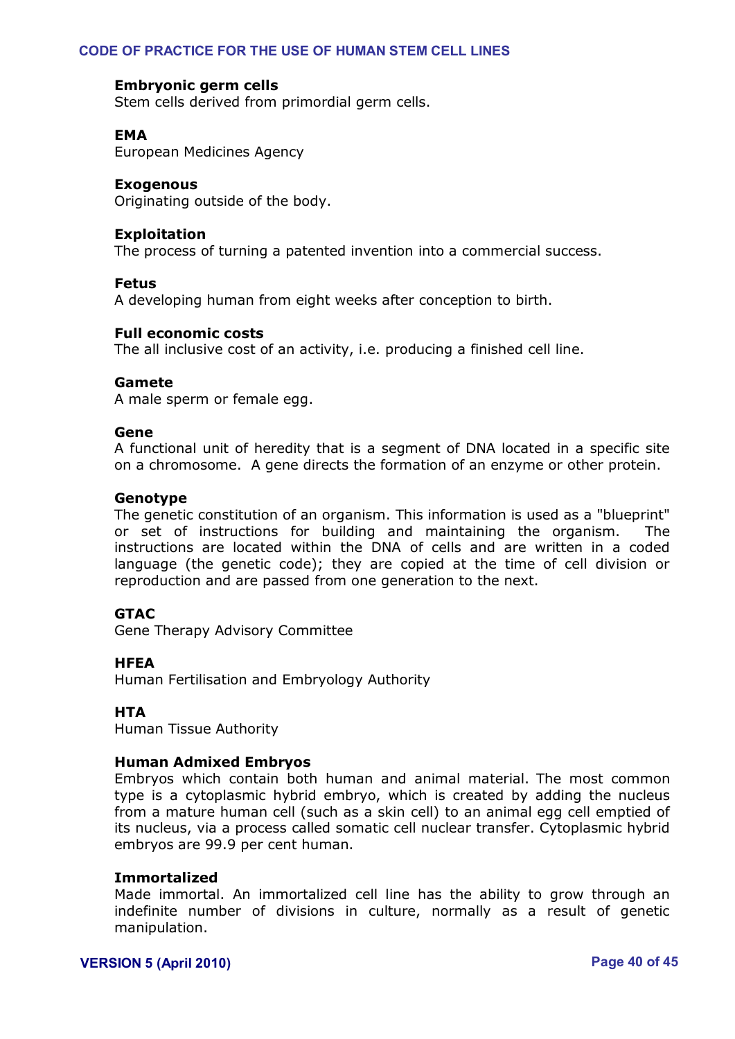**Embryonic germ cells**
Stem cells derived from primordial germ cells.

**EMA**
European Medicines Agency

**Exogenous**
Originating outside of the body.

**Exploitation**
The process of turning a patented invention into a commercial success.

**Fetus**
A developing human from eight weeks after conception to birth.

**Full economic costs**
The all inclusive cost of an activity, i.e. producing a finished cell line.

**Gamete**
A male sperm or female egg.

**Gene**
A functional unit of heredity that is a segment of DNA located in a specific site on a chromosome. A gene directs the formation of an enzyme or other protein.

**Genotype**
The genetic constitution of an organism. This information is used as a "blueprint" or set of instructions for building and maintaining the organism. The instructions are located within the DNA of cells and are written in a coded language (the genetic code); they are copied at the time of cell division or reproduction and are passed from one generation to the next.

**GTAC**
Gene Therapy Advisory Committee

**HFEA**
Human Fertilisation and Embryology Authority

**HTA**
Human Tissue Authority

**Human Admixed Embryos**
Embryos which contain both human and animal material. The most common type is a cytoplasmic hybrid embryo, which is created by adding the nucleus from a mature human cell (such as a skin cell) to an animal egg cell emptied of its nucleus, via a process called somatic cell nuclear transfer. Cytoplasmic hybrid embryos are 99.9 per cent human.

**Immortalized**
Made immortal. An immortalized cell line has the ability to grow through an indefinite number of divisions in culture, normally as a result of genetic manipulation.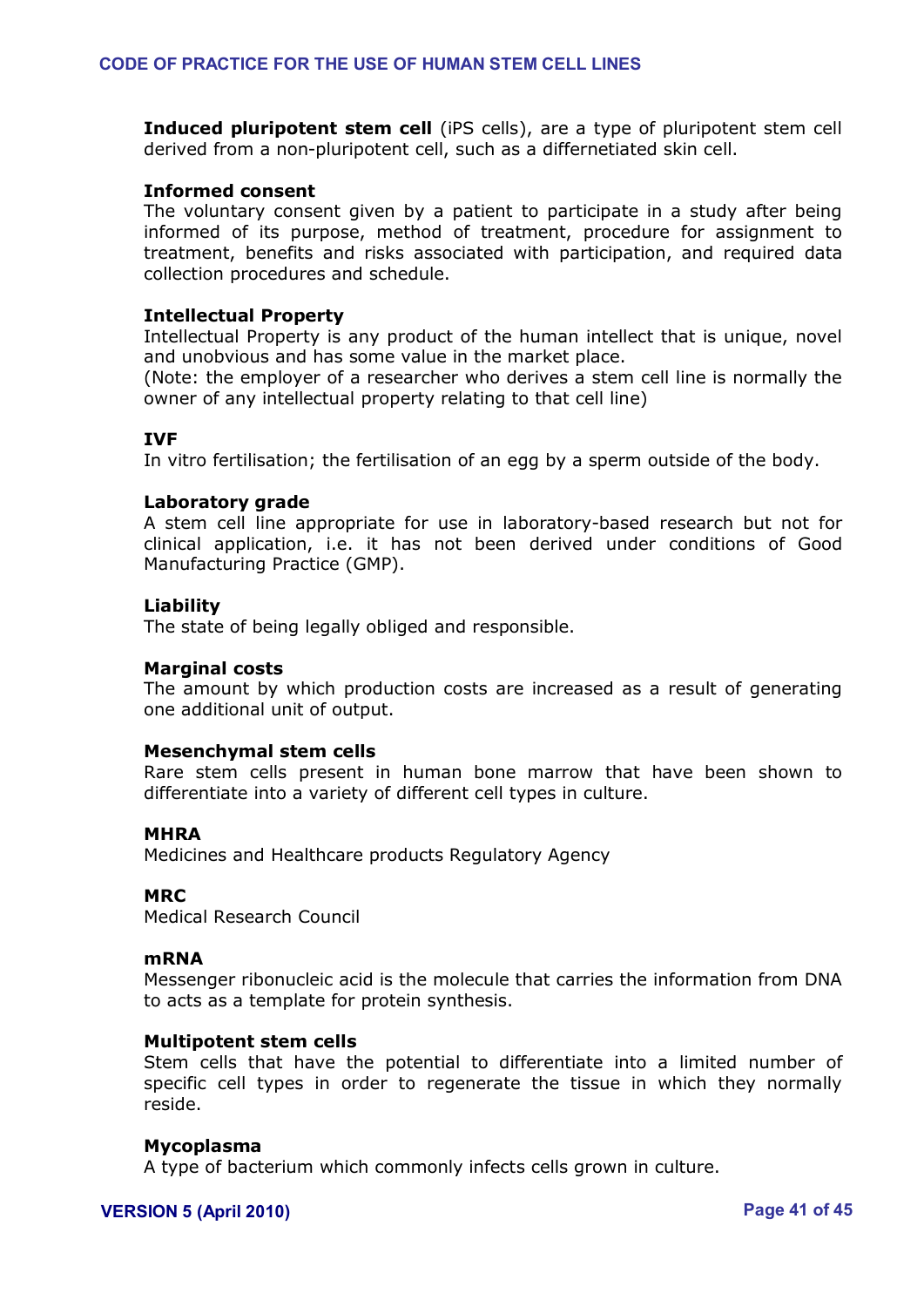**Induced pluripotent stem cell** (iPS cells), are a type of pluripotent stem cell derived from a non-pluripotent cell, such as a differnetiated skin cell.

**Informed consent**
The voluntary consent given by a patient to participate in a study after being informed of its purpose, method of treatment, procedure for assignment to treatment, benefits and risks associated with participation, and required data collection procedures and schedule.

**Intellectual Property**
Intellectual Property is any product of the human intellect that is unique, novel and unobvious and has some value in the market place.
(Note: the employer of a researcher who derives a stem cell line is normally the owner of any intellectual property relating to that cell line)

**IVF**
In vitro fertilisation; the fertilisation of an egg by a sperm outside of the body.

**Laboratory grade**
A stem cell line appropriate for use in laboratory-based research but not for clinical application, i.e. it has not been derived under conditions of Good Manufacturing Practice (GMP).

**Liability**
The state of being legally obliged and responsible.

**Marginal costs**
The amount by which production costs are increased as a result of generating one additional unit of output.

**Mesenchymal stem cells**
Rare stem cells present in human bone marrow that have been shown to differentiate into a variety of different cell types in culture.

**MHRA**
Medicines and Healthcare products Regulatory Agency

**MRC**
Medical Research Council

**mRNA**
Messenger ribonucleic acid is the molecule that carries the information from DNA to acts as a template for protein synthesis.

**Multipotent stem cells**
Stem cells that have the potential to differentiate into a limited number of specific cell types in order to regenerate the tissue in which they normally reside.

**Mycoplasma**
A type of bacterium which commonly infects cells grown in culture.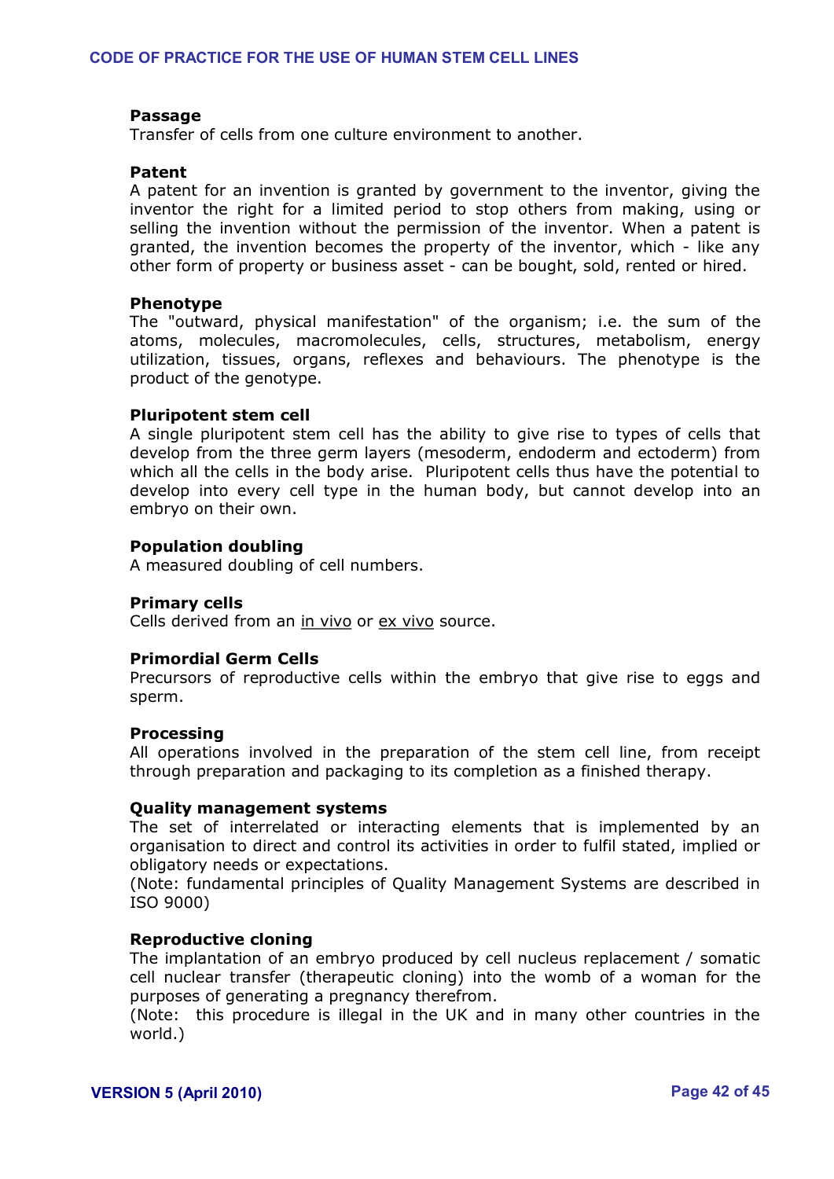**Passage**
Transfer of cells from one culture environment to another.

**Patent**
A patent for an invention is granted by government to the inventor, giving the inventor the right for a limited period to stop others from making, using or selling the invention without the permission of the inventor. When a patent is granted, the invention becomes the property of the inventor, which - like any other form of property or business asset - can be bought, sold, rented or hired.

**Phenotype**
The "outward, physical manifestation" of the organism; i.e. the sum of the atoms, molecules, macromolecules, cells, structures, metabolism, energy utilization, tissues, organs, reflexes and behaviours. The phenotype is the product of the genotype.

**Pluripotent stem cell**
A single pluripotent stem cell has the ability to give rise to types of cells that develop from the three germ layers (mesoderm, endoderm and ectoderm) from which all the cells in the body arise. Pluripotent cells thus have the potential to develop into every cell type in the human body, but cannot develop into an embryo on their own.

**Population doubling**
A measured doubling of cell numbers.

**Primary cells**
Cells derived from an <u>in vivo</u> or <u>ex vivo</u> source.

**Primordial Germ Cells**
Precursors of reproductive cells within the embryo that give rise to eggs and sperm.

**Processing**
All operations involved in the preparation of the stem cell line, from receipt through preparation and packaging to its completion as a finished therapy.

**Quality management systems**
The set of interrelated or interacting elements that is implemented by an organisation to direct and control its activities in order to fulfil stated, implied or obligatory needs or expectations.
(Note: fundamental principles of Quality Management Systems are described in ISO 9000)

**Reproductive cloning**
The implantation of an embryo produced by cell nucleus replacement / somatic cell nuclear transfer (therapeutic cloning) into the womb of a woman for the purposes of generating a pregnancy therefrom.
(Note: this procedure is illegal in the UK and in many other countries in the world.)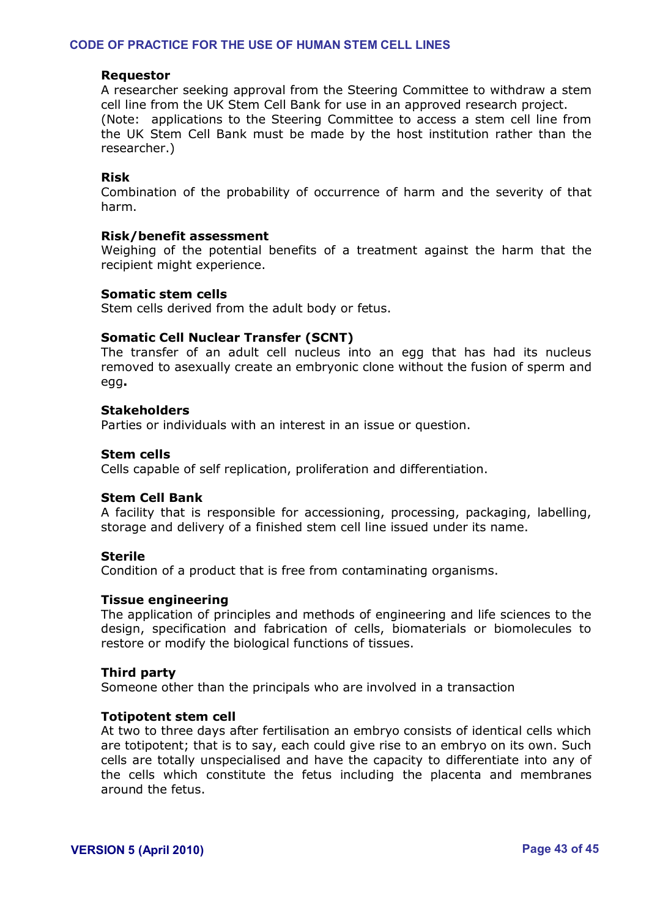**Requestor**
A researcher seeking approval from the Steering Committee to withdraw a stem cell line from the UK Stem Cell Bank for use in an approved research project.
(Note: applications to the Steering Committee to access a stem cell line from the UK Stem Cell Bank must be made by the host institution rather than the researcher.)

**Risk**
Combination of the probability of occurrence of harm and the severity of that harm.

**Risk/benefit assessment**
Weighing of the potential benefits of a treatment against the harm that the recipient might experience.

**Somatic stem cells**
Stem cells derived from the adult body or fetus.

**Somatic Cell Nuclear Transfer (SCNT)**
The transfer of an adult cell nucleus into an egg that has had its nucleus removed to asexually create an embryonic clone without the fusion of sperm and egg**.**

**Stakeholders**
Parties or individuals with an interest in an issue or question.

**Stem cells**
Cells capable of self replication, proliferation and differentiation.

**Stem Cell Bank**
A facility that is responsible for accessioning, processing, packaging, labelling, storage and delivery of a finished stem cell line issued under its name.

**Sterile**
Condition of a product that is free from contaminating organisms.

**Tissue engineering**
The application of principles and methods of engineering and life sciences to the design, specification and fabrication of cells, biomaterials or biomolecules to restore or modify the biological functions of tissues.

**Third party**
Someone other than the principals who are involved in a transaction

**Totipotent stem cell**
At two to three days after fertilisation an embryo consists of identical cells which are totipotent; that is to say, each could give rise to an embryo on its own. Such cells are totally unspecialised and have the capacity to differentiate into any of the cells which constitute the fetus including the placenta and membranes around the fetus.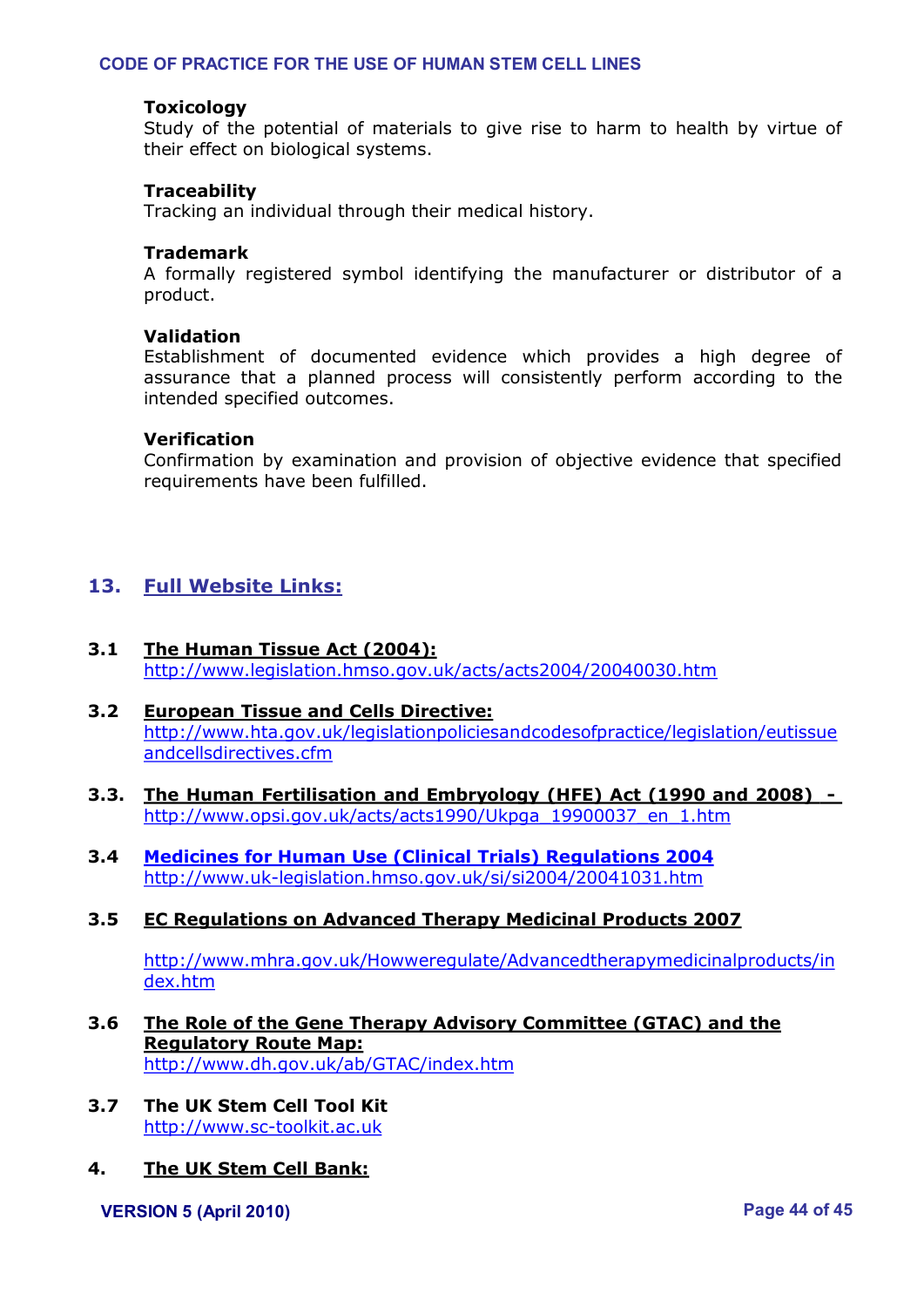**Toxicology**
Study of the potential of materials to give rise to harm to health by virtue of their effect on biological systems.

**Traceability**
Tracking an individual through their medical history.

**Trademark**
A formally registered symbol identifying the manufacturer or distributor of a product.

**Validation**
Establishment of documented evidence which provides a high degree of assurance that a planned process will consistently perform according to the intended specified outcomes.

**Verification**
Confirmation by examination and provision of objective evidence that specified requirements have been fulfilled.

## 13. Full Website Links:

**3.1 The Human Tissue Act (2004):**
http://www.legislation.hmso.gov.uk/acts/acts2004/20040030.htm

**3.2 European Tissue and Cells Directive:**
http://www.hta.gov.uk/legislationpoliciesandcodesofpractice/legislation/eutissueandcellsdirectives.cfm

**3.3. The Human Fertilisation and Embryology (HFE) Act (1990 and 2008) -**
http://www.opsi.gov.uk/acts/acts1990/Ukpga_19900037_en_1.htm

**3.4 Medicines for Human Use (Clinical Trials) Regulations 2004**
http://www.uk-legislation.hmso.gov.uk/si/si2004/20041031.htm

**3.5 EC Regulations on Advanced Therapy Medicinal Products 2007**

http://www.mhra.gov.uk/Howweregulate/Advancedtherapymedicinalproducts/index.htm

**3.6 The Role of the Gene Therapy Advisory Committee (GTAC) and the Regulatory Route Map:**
http://www.dh.gov.uk/ab/GTAC/index.htm

**3.7 The UK Stem Cell Tool Kit**
http://www.sc-toolkit.ac.uk

**4. The UK Stem Cell Bank:**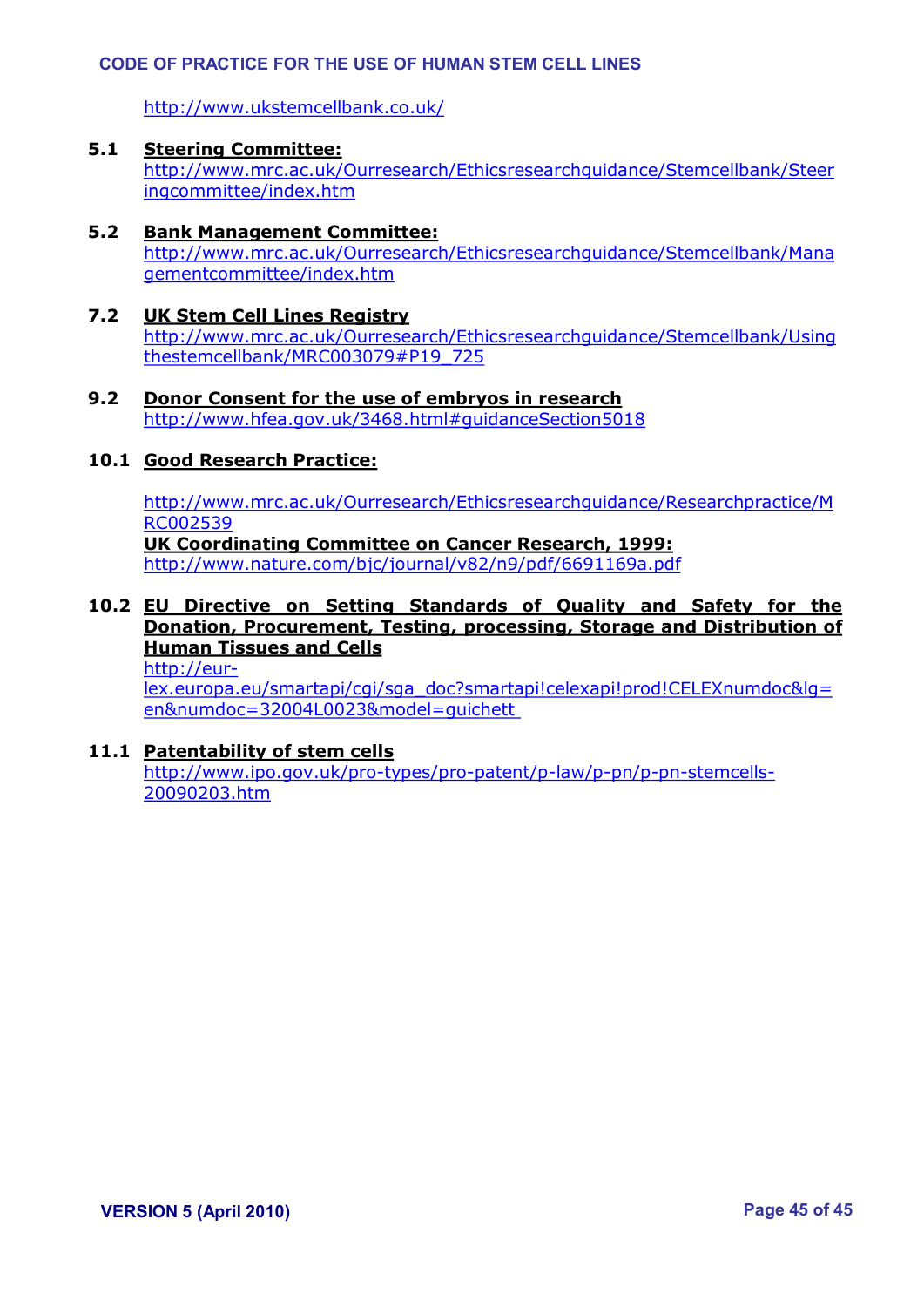http://www.ukstemcellbank.co.uk/

**5.1 Steering Committee:**
http://www.mrc.ac.uk/Ourresearch/Ethicsresearchguidance/Stemcellbank/Steeringcommittee/index.htm

**5.2 Bank Management Committee:**
http://www.mrc.ac.uk/Ourresearch/Ethicsresearchguidance/Stemcellbank/Managementcommittee/index.htm

**7.2 UK Stem Cell Lines Registry**
http://www.mrc.ac.uk/Ourresearch/Ethicsresearchguidance/Stemcellbank/Usingthestemcellbank/MRC003079#P19_725

**9.2 Donor Consent for the use of embryos in research**
http://www.hfea.gov.uk/3468.html#guidanceSection5018

**10.1 Good Research Practice:**

http://www.mrc.ac.uk/Ourresearch/Ethicsresearchguidance/Researchpractice/MRC002539

**UK Coordinating Committee on Cancer Research, 1999:**
http://www.nature.com/bjc/journal/v82/n9/pdf/6691169a.pdf

**10.2 EU Directive on Setting Standards of Quality and Safety for the Donation, Procurement, Testing, processing, Storage and Distribution of Human Tissues and Cells**
http://eur-lex.europa.eu/smartapi/cgi/sga_doc?smartapi!celexapi!prod!CELEXnumdoc&lg=en&numdoc=32004L0023&model=guichett

**11.1 Patentability of stem cells**
http://www.ipo.gov.uk/pro-types/pro-patent/p-law/p-pn/p-pn-stemcells-20090203.htm